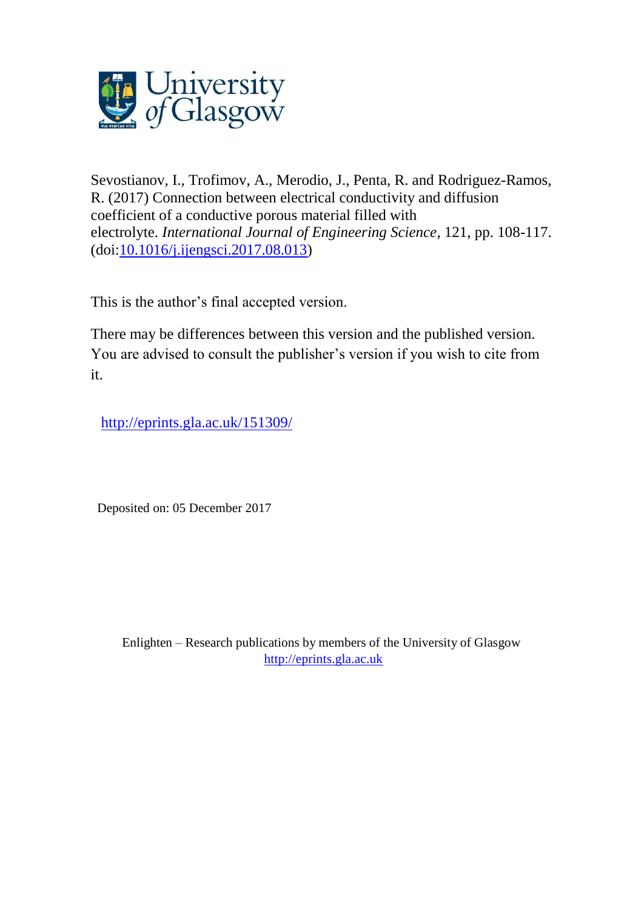Sevostianov, I., Trofimov, A., Merodio, J., Penta, R. and Rodriguez-Ramos, R. (2017) Connection between electrical conductivity and diffusion coefficient of a conductive porous material filled with electrolyte. *International Journal of Engineering Science*, 121, pp. 108-117. (doi:[10.1016/j.ijengsci.2017.08.013](https://doi.org/10.1016/j.ijengsci.2017.08.013))

This is the author's final accepted version.

There may be differences between this version and the published version. You are advised to consult the publisher's version if you wish to cite from it.

http://eprints.gla.ac.uk/151309/

Deposited on: 05 December 2017

Enlighten – Research publications by members of the University of Glasgow
http://eprints.gla.ac.uk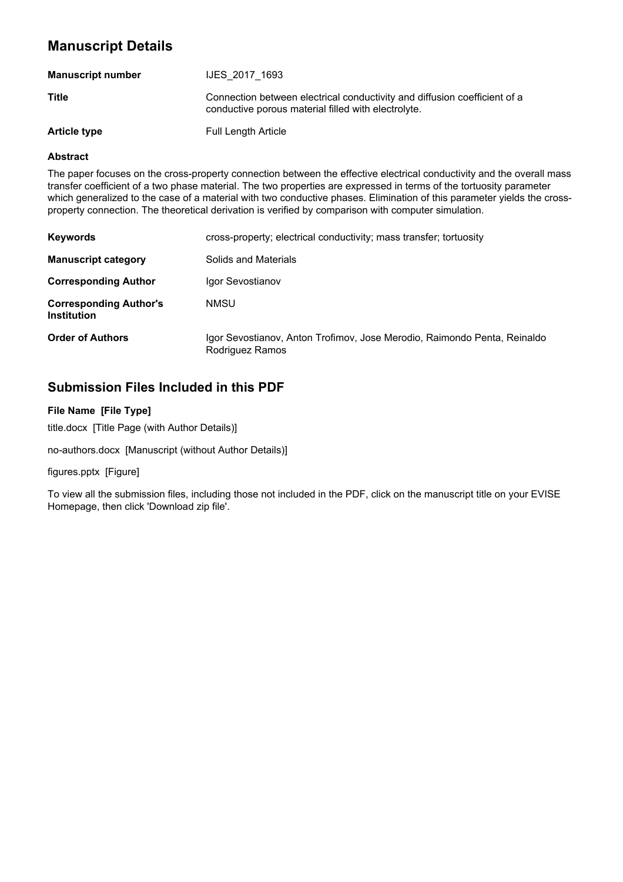## Manuscript Details

| | |
|---|---|
| **Manuscript number** | IJES_2017_1693 |
| **Title** | Connection between electrical conductivity and diffusion coefficient of a conductive porous material filled with electrolyte. |
| **Article type** | Full Length Article |

**Abstract**

The paper focuses on the cross-property connection between the effective electrical conductivity and the overall mass transfer coefficient of a two phase material. The two properties are expressed in terms of the tortuosity parameter which generalized to the case of a material with two conductive phases. Elimination of this parameter yields the cross-property connection. The theoretical derivation is verified by comparison with computer simulation.

| | |
|---|---|
| **Keywords** | cross-property; electrical conductivity; mass transfer; tortuosity |
| **Manuscript category** | Solids and Materials |
| **Corresponding Author** | Igor Sevostianov |
| **Corresponding Author's Institution** | NMSU |
| **Order of Authors** | Igor Sevostianov, Anton Trofimov, Jose Merodio, Raimondo Penta, Reinaldo Rodriguez Ramos |

## Submission Files Included in this PDF

**File Name [File Type]**

title.docx [Title Page (with Author Details)]

no-authors.docx [Manuscript (without Author Details)]

figures.pptx [Figure]

To view all the submission files, including those not included in the PDF, click on the manuscript title on your EVISE Homepage, then click 'Download zip file'.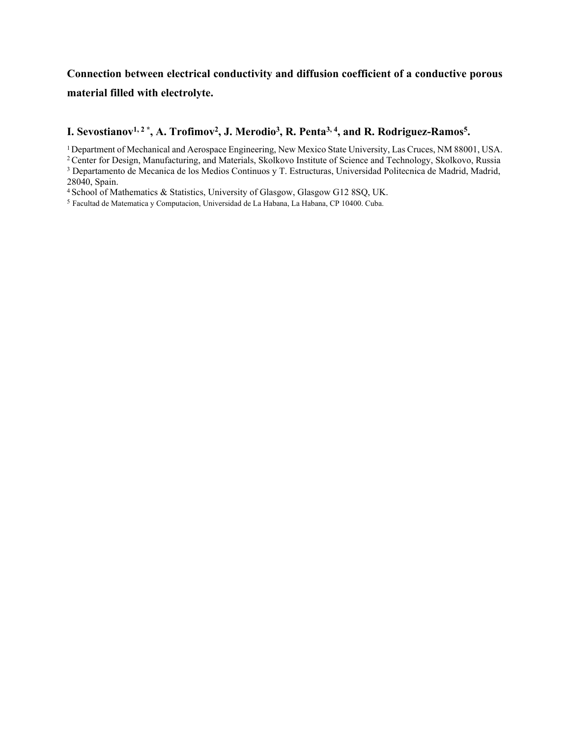**Connection between electrical conductivity and diffusion coefficient of a conductive porous material filled with electrolyte.**

**I. Sevostianov[1, 2 *], A. Trofimov[2], J. Merodio[3], R. Penta[3, 4], and R. Rodriguez-Ramos[5].**

[1] Department of Mechanical and Aerospace Engineering, New Mexico State University, Las Cruces, NM 88001, USA.
[2] Center for Design, Manufacturing, and Materials, Skolkovo Institute of Science and Technology, Skolkovo, Russia
[3] Departamento de Mecanica de los Medios Continuos y T. Estructuras, Universidad Politecnica de Madrid, Madrid, 28040, Spain.
[4] School of Mathematics & Statistics, University of Glasgow, Glasgow G12 8SQ, UK.
[5] Facultad de Matematica y Computacion, Universidad de La Habana, La Habana, CP 10400. Cuba.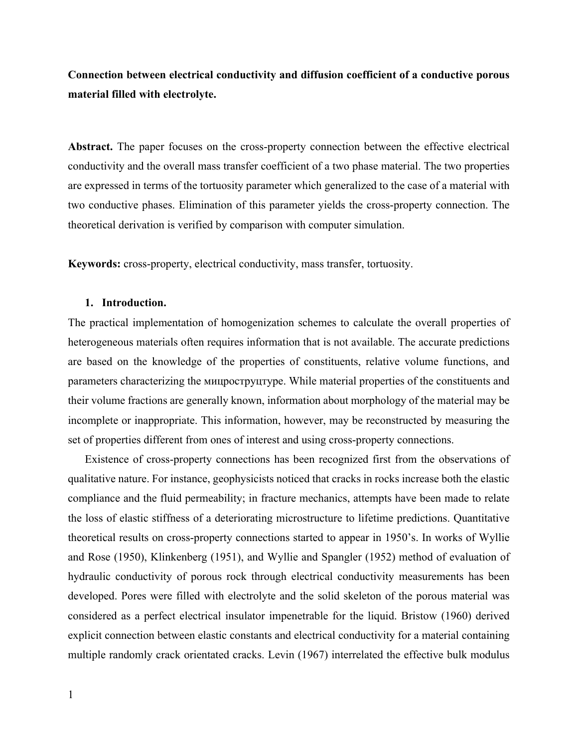**Connection between electrical conductivity and diffusion coefficient of a conductive porous material filled with electrolyte.**

**Abstract.** The paper focuses on the cross-property connection between the effective electrical conductivity and the overall mass transfer coefficient of a two phase material. The two properties are expressed in terms of the tortuosity parameter which generalized to the case of a material with two conductive phases. Elimination of this parameter yields the cross-property connection. The theoretical derivation is verified by comparison with computer simulation.

**Keywords:** cross-property, electrical conductivity, mass transfer, tortuosity.

## 1. Introduction.

The practical implementation of homogenization schemes to calculate the overall properties of heterogeneous materials often requires information that is not available. The accurate predictions are based on the knowledge of the properties of constituents, relative volume functions, and parameters characterizing the мицроструцтуре. While material properties of the constituents and their volume fractions are generally known, information about morphology of the material may be incomplete or inappropriate. This information, however, may be reconstructed by measuring the set of properties different from ones of interest and using cross-property connections.

Existence of cross-property connections has been recognized first from the observations of qualitative nature. For instance, geophysicists noticed that cracks in rocks increase both the elastic compliance and the fluid permeability; in fracture mechanics, attempts have been made to relate the loss of elastic stiffness of a deteriorating microstructure to lifetime predictions. Quantitative theoretical results on cross-property connections started to appear in 1950's. In works of Wyllie and Rose (1950), Klinkenberg (1951), and Wyllie and Spangler (1952) method of evaluation of hydraulic conductivity of porous rock through electrical conductivity measurements has been developed. Pores were filled with electrolyte and the solid skeleton of the porous material was considered as a perfect electrical insulator impenetrable for the liquid. Bristow (1960) derived explicit connection between elastic constants and electrical conductivity for a material containing multiple randomly crack orientated cracks. Levin (1967) interrelated the effective bulk modulus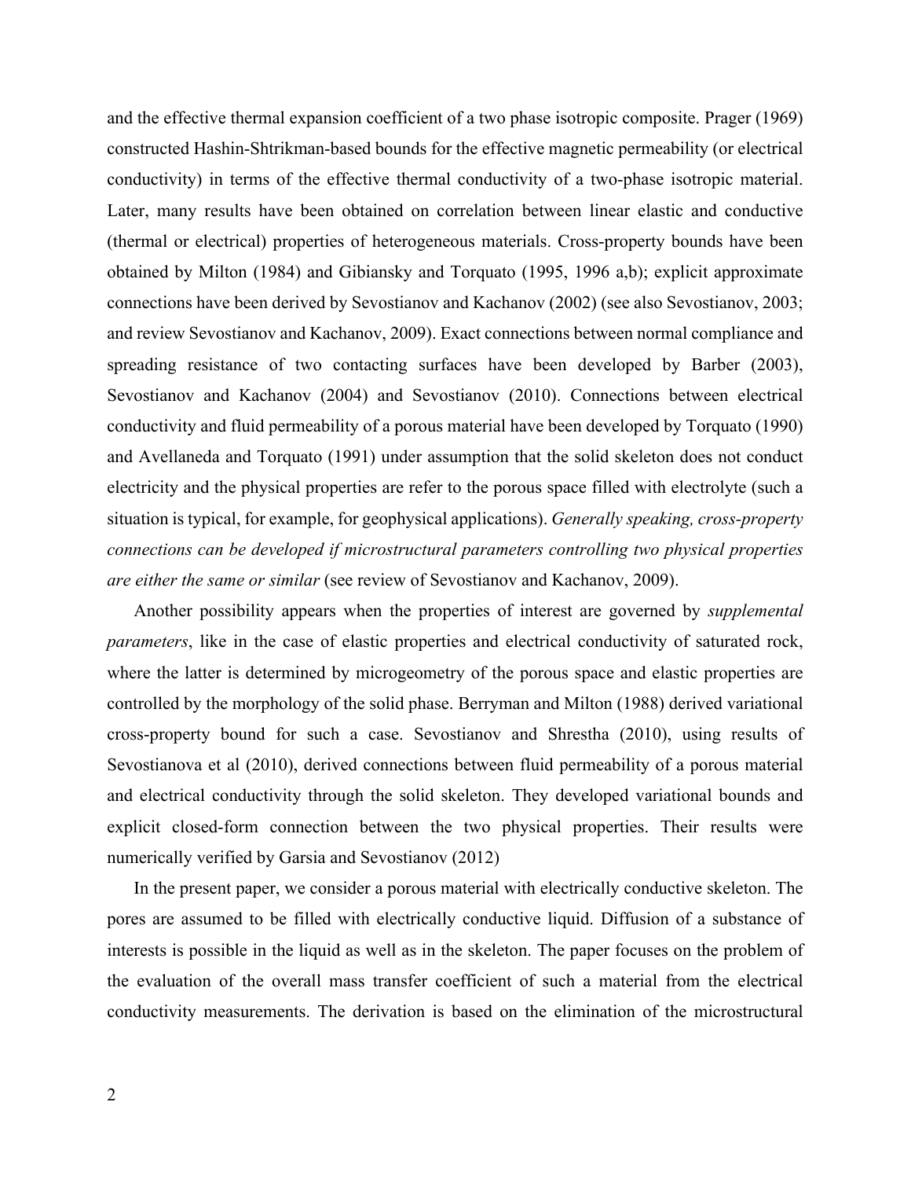and the effective thermal expansion coefficient of a two phase isotropic composite. Prager (1969) constructed Hashin-Shtrikman-based bounds for the effective magnetic permeability (or electrical conductivity) in terms of the effective thermal conductivity of a two-phase isotropic material. Later, many results have been obtained on correlation between linear elastic and conductive (thermal or electrical) properties of heterogeneous materials. Cross-property bounds have been obtained by Milton (1984) and Gibiansky and Torquato (1995, 1996 a,b); explicit approximate connections have been derived by Sevostianov and Kachanov (2002) (see also Sevostianov, 2003; and review Sevostianov and Kachanov, 2009). Exact connections between normal compliance and spreading resistance of two contacting surfaces have been developed by Barber (2003), Sevostianov and Kachanov (2004) and Sevostianov (2010). Connections between electrical conductivity and fluid permeability of a porous material have been developed by Torquato (1990) and Avellaneda and Torquato (1991) under assumption that the solid skeleton does not conduct electricity and the physical properties are refer to the porous space filled with electrolyte (such a situation is typical, for example, for geophysical applications). *Generally speaking, cross-property connections can be developed if microstructural parameters controlling two physical properties are either the same or similar* (see review of Sevostianov and Kachanov, 2009).

Another possibility appears when the properties of interest are governed by *supplemental parameters*, like in the case of elastic properties and electrical conductivity of saturated rock, where the latter is determined by microgeometry of the porous space and elastic properties are controlled by the morphology of the solid phase. Berryman and Milton (1988) derived variational cross-property bound for such a case. Sevostianov and Shrestha (2010), using results of Sevostianova et al (2010), derived connections between fluid permeability of a porous material and electrical conductivity through the solid skeleton. They developed variational bounds and explicit closed-form connection between the two physical properties. Their results were numerically verified by Garsia and Sevostianov (2012)

In the present paper, we consider a porous material with electrically conductive skeleton. The pores are assumed to be filled with electrically conductive liquid. Diffusion of a substance of interests is possible in the liquid as well as in the skeleton. The paper focuses on the problem of the evaluation of the overall mass transfer coefficient of such a material from the electrical conductivity measurements. The derivation is based on the elimination of the microstructural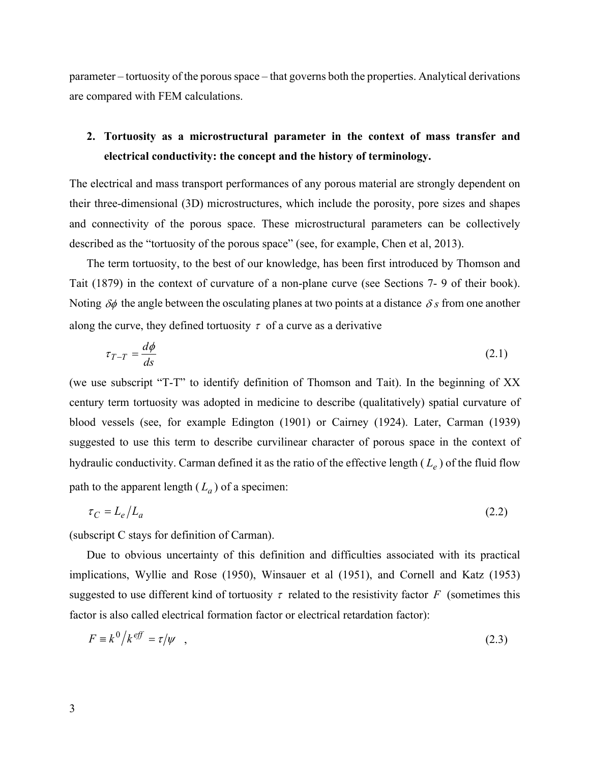parameter – tortuosity of the porous space – that governs both the properties. Analytical derivations are compared with FEM calculations.

## 2. Tortuosity as a microstructural parameter in the context of mass transfer and electrical conductivity: the concept and the history of terminology.

The electrical and mass transport performances of any porous material are strongly dependent on their three-dimensional (3D) microstructures, which include the porosity, pore sizes and shapes and connectivity of the porous space. These microstructural parameters can be collectively described as the "tortuosity of the porous space" (see, for example, Chen et al, 2013).

The term tortuosity, to the best of our knowledge, has been first introduced by Thomson and Tait (1879) in the context of curvature of a non-plane curve (see Sections 7- 9 of their book). Noting $\delta\phi$ the angle between the osculating planes at two points at a distance $\delta s$ from one another along the curve, they defined tortuosity $\tau$ of a curve as a derivative

$$\tau_{T-T} = \frac{d\phi}{ds} \tag{2.1}$$

(we use subscript "T-T" to identify definition of Thomson and Tait). In the beginning of XX century term tortuosity was adopted in medicine to describe (qualitatively) spatial curvature of blood vessels (see, for example Edington (1901) or Cairney (1924). Later, Carman (1939) suggested to use this term to describe curvilinear character of porous space in the context of hydraulic conductivity. Carman defined it as the ratio of the effective length ($L_e$) of the fluid flow path to the apparent length ($L_a$) of a specimen:

$$\tau_C = L_e / L_a \tag{2.2}$$

(subscript C stays for definition of Carman).

Due to obvious uncertainty of this definition and difficulties associated with its practical implications, Wyllie and Rose (1950), Winsauer et al (1951), and Cornell and Katz (1953) suggested to use different kind of tortuosity $\tau$ related to the resistivity factor $F$ (sometimes this factor is also called electrical formation factor or electrical retardation factor):

$$F \equiv k^0 / k^{eff} = \tau / \psi \quad , \tag{2.3}$$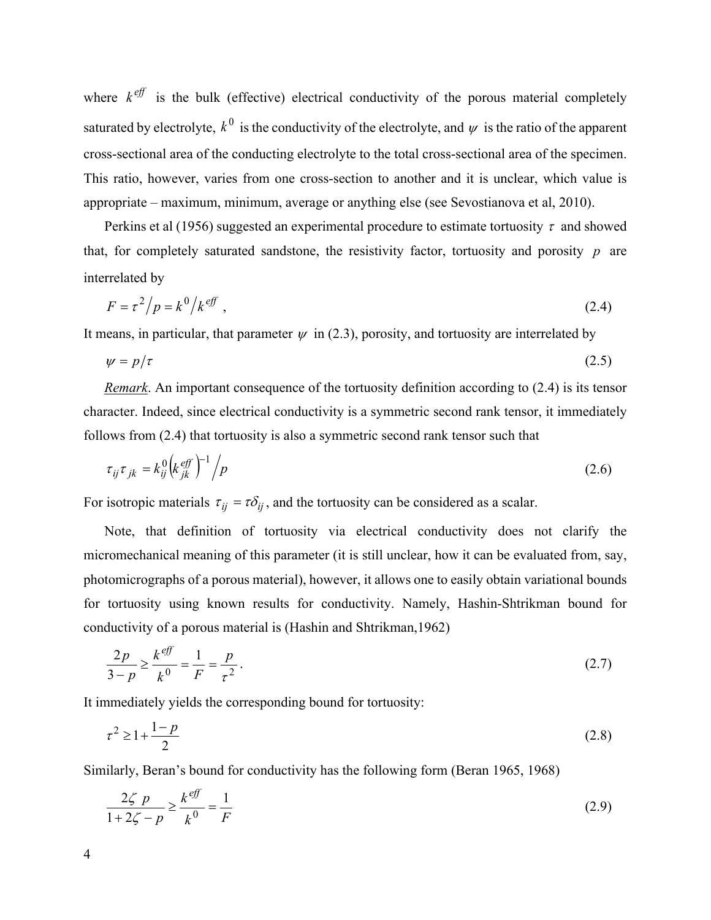where $k^{eff}$ is the bulk (effective) electrical conductivity of the porous material completely saturated by electrolyte, $k^0$ is the conductivity of the electrolyte, and $\psi$ is the ratio of the apparent cross-sectional area of the conducting electrolyte to the total cross-sectional area of the specimen. This ratio, however, varies from one cross-section to another and it is unclear, which value is appropriate – maximum, minimum, average or anything else (see Sevostianova et al, 2010).

Perkins et al (1956) suggested an experimental procedure to estimate tortuosity $\tau$ and showed that, for completely saturated sandstone, the resistivity factor, tortuosity and porosity $p$ are interrelated by

$$F = \tau^2 / p = k^0 / k^{eff} \; , \tag{2.4}$$

It means, in particular, that parameter $\psi$ in (2.3), porosity, and tortuosity are interrelated by

$$\psi = p / \tau \tag{2.5}$$

*Remark*. An important consequence of the tortuosity definition according to (2.4) is its tensor character. Indeed, since electrical conductivity is a symmetric second rank tensor, it immediately follows from (2.4) that tortuosity is also a symmetric second rank tensor such that

$$\tau_{ij}\tau_{jk} = k_{ij}^0 \left(k_{jk}^{eff}\right)^{-1} / p \tag{2.6}$$

For isotropic materials $\tau_{ij} = \tau\delta_{ij}$, and the tortuosity can be considered as a scalar.

Note, that definition of tortuosity via electrical conductivity does not clarify the micromechanical meaning of this parameter (it is still unclear, how it can be evaluated from, say, photomicrographs of a porous material), however, it allows one to easily obtain variational bounds for tortuosity using known results for conductivity. Namely, Hashin-Shtrikman bound for conductivity of a porous material is (Hashin and Shtrikman,1962)

$$\frac{2p}{3-p} \geq \frac{k^{eff}}{k^0} = \frac{1}{F} = \frac{p}{\tau^2} \, . \tag{2.7}$$

It immediately yields the corresponding bound for tortuosity:

$$\tau^2 \geq 1 + \frac{1-p}{2} \tag{2.8}$$

Similarly, Beran's bound for conductivity has the following form (Beran 1965, 1968)

$$\frac{2\zeta \; p}{1 + 2\zeta - p} \geq \frac{k^{eff}}{k^0} = \frac{1}{F} \tag{2.9}$$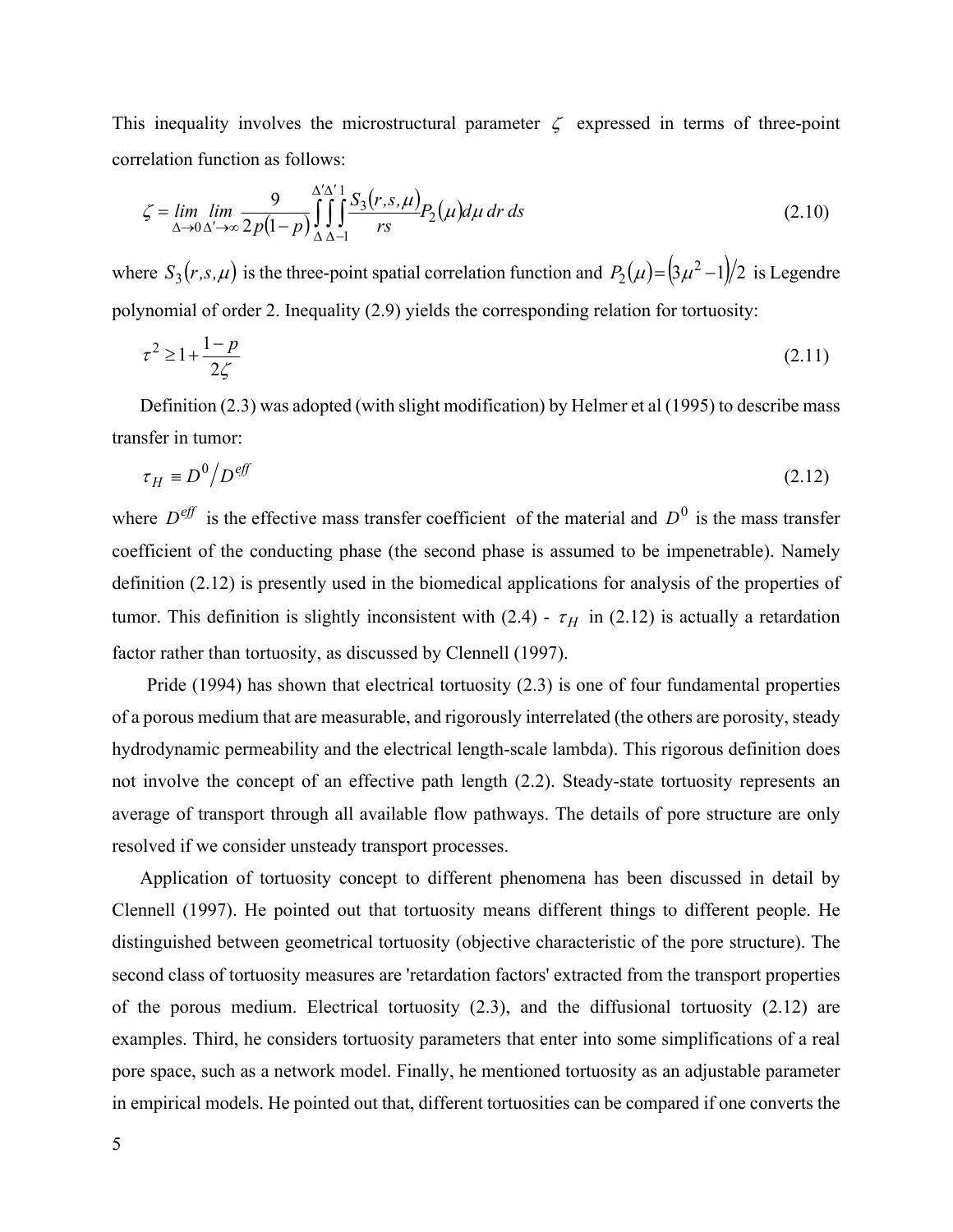This inequality involves the microstructural parameter $\zeta$ expressed in terms of three-point correlation function as follows:

$$\zeta = \lim_{\Delta \to 0} \lim_{\Delta' \to \infty} \frac{9}{2p(1-p)} \int_{\Delta}^{\Delta'} \int_{\Delta}^{\Delta'} \int_{-1}^{1} \frac{S_3(r,s,\mu)}{rs} P_2(\mu) d\mu \, dr \, ds \tag{2.10}$$

where $S_3(r,s,\mu)$ is the three-point spatial correlation function and $P_2(\mu) = (3\mu^2 - 1)/2$ is Legendre polynomial of order 2. Inequality (2.9) yields the corresponding relation for tortuosity:

$$\tau^2 \geq 1 + \frac{1-p}{2\zeta} \tag{2.11}$$

Definition (2.3) was adopted (with slight modification) by Helmer et al (1995) to describe mass transfer in tumor:

$$\tau_H \equiv D^0 / D^{eff} \tag{2.12}$$

where $D^{eff}$ is the effective mass transfer coefficient of the material and $D^0$ is the mass transfer coefficient of the conducting phase (the second phase is assumed to be impenetrable). Namely definition (2.12) is presently used in the biomedical applications for analysis of the properties of tumor. This definition is slightly inconsistent with (2.4) - $\tau_H$ in (2.12) is actually a retardation factor rather than tortuosity, as discussed by Clennell (1997).

Pride (1994) has shown that electrical tortuosity (2.3) is one of four fundamental properties of a porous medium that are measurable, and rigorously interrelated (the others are porosity, steady hydrodynamic permeability and the electrical length-scale lambda). This rigorous definition does not involve the concept of an effective path length (2.2). Steady-state tortuosity represents an average of transport through all available flow pathways. The details of pore structure are only resolved if we consider unsteady transport processes.

Application of tortuosity concept to different phenomena has been discussed in detail by Clennell (1997). He pointed out that tortuosity means different things to different people. He distinguished between geometrical tortuosity (objective characteristic of the pore structure). The second class of tortuosity measures are 'retardation factors' extracted from the transport properties of the porous medium. Electrical tortuosity (2.3), and the diffusional tortuosity (2.12) are examples. Third, he considers tortuosity parameters that enter into some simplifications of a real pore space, such as a network model. Finally, he mentioned tortuosity as an adjustable parameter in empirical models. He pointed out that, different tortuosities can be compared if one converts the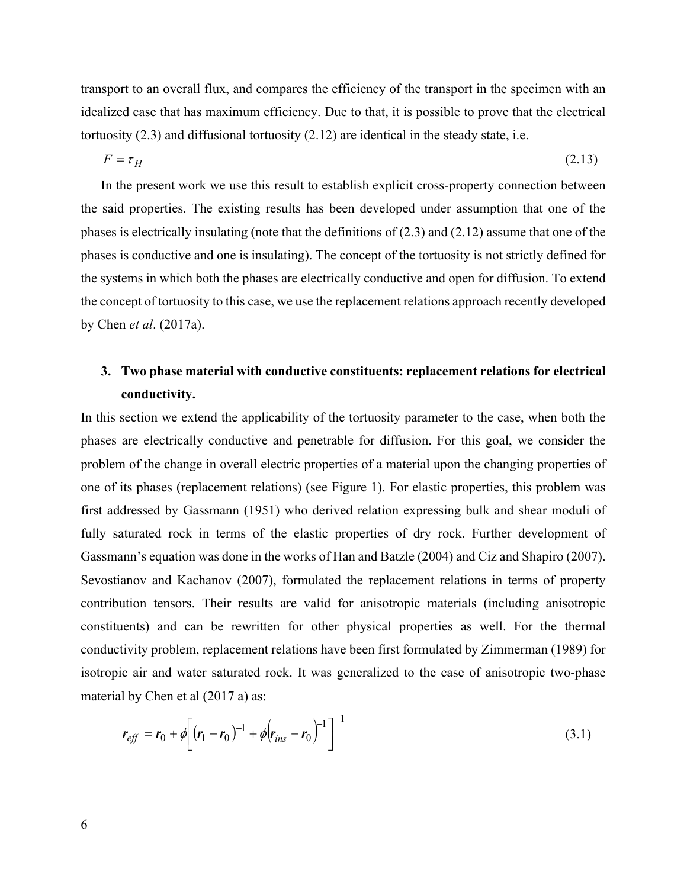transport to an overall flux, and compares the efficiency of the transport in the specimen with an idealized case that has maximum efficiency. Due to that, it is possible to prove that the electrical tortuosity (2.3) and diffusional tortuosity (2.12) are identical in the steady state, i.e.

$$F = \tau_H \tag{2.13}$$

In the present work we use this result to establish explicit cross-property connection between the said properties. The existing results has been developed under assumption that one of the phases is electrically insulating (note that the definitions of (2.3) and (2.12) assume that one of the phases is conductive and one is insulating). The concept of the tortuosity is not strictly defined for the systems in which both the phases are electrically conductive and open for diffusion. To extend the concept of tortuosity to this case, we use the replacement relations approach recently developed by Chen *et al*. (2017a).

## 3. Two phase material with conductive constituents: replacement relations for electrical conductivity.

In this section we extend the applicability of the tortuosity parameter to the case, when both the phases are electrically conductive and penetrable for diffusion. For this goal, we consider the problem of the change in overall electric properties of a material upon the changing properties of one of its phases (replacement relations) (see Figure 1). For elastic properties, this problem was first addressed by Gassmann (1951) who derived relation expressing bulk and shear moduli of fully saturated rock in terms of the elastic properties of dry rock. Further development of Gassmann's equation was done in the works of Han and Batzle (2004) and Ciz and Shapiro (2007). Sevostianov and Kachanov (2007), formulated the replacement relations in terms of property contribution tensors. Their results are valid for anisotropic materials (including anisotropic constituents) and can be rewritten for other physical properties as well. For the thermal conductivity problem, replacement relations have been first formulated by Zimmerman (1989) for isotropic air and water saturated rock. It was generalized to the case of anisotropic two-phase material by Chen et al (2017 a) as:

$$\boldsymbol{r}_{eff} = \boldsymbol{r}_0 + \phi\left[\left(\boldsymbol{r}_1 - \boldsymbol{r}_0\right)^{-1} + \phi\left(\boldsymbol{r}_{ins} - \boldsymbol{r}_0\right)^{-1}\right]^{-1} \tag{3.1}$$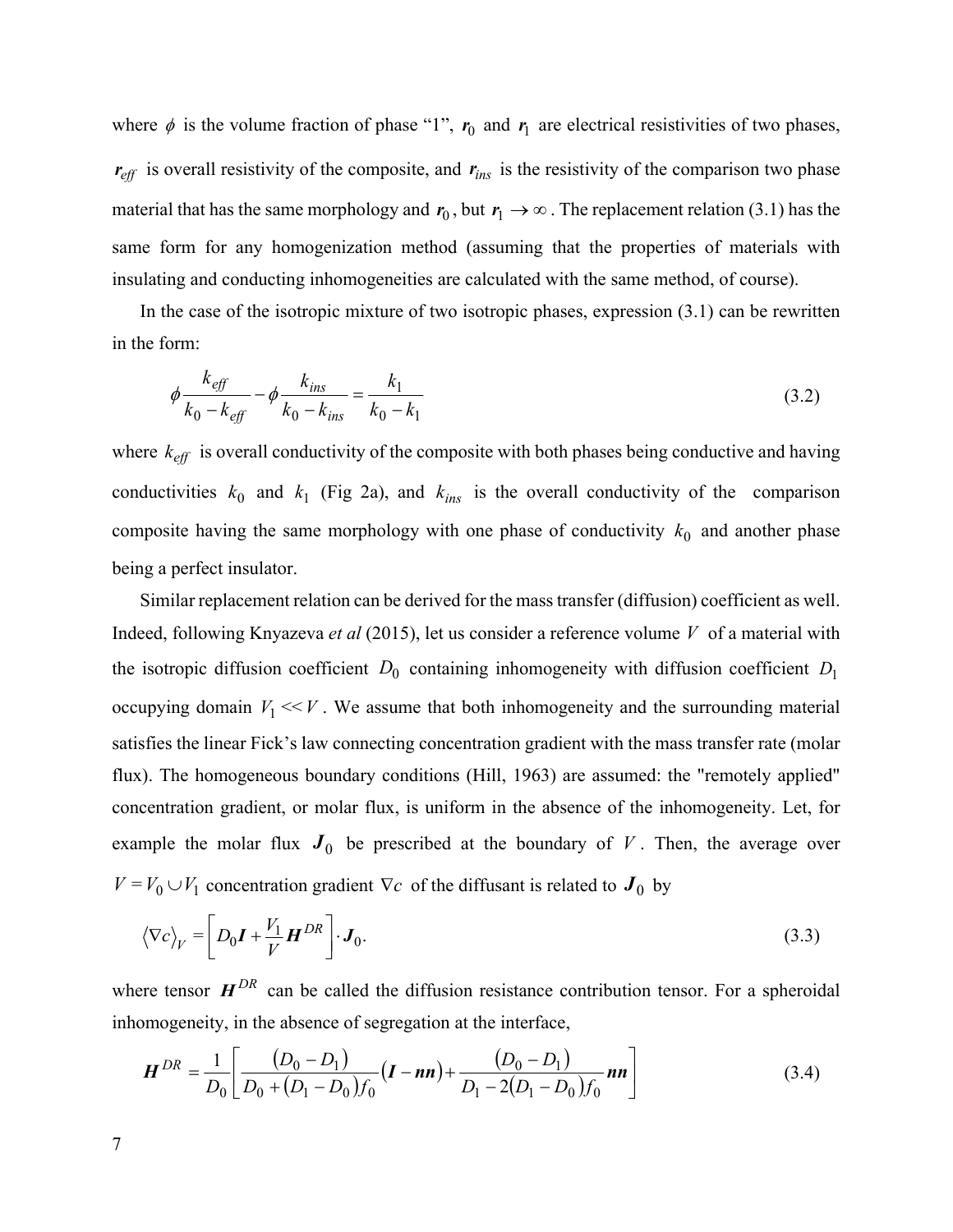where $\phi$ is the volume fraction of phase "1", $\boldsymbol{r}_0$ and $\boldsymbol{r}_1$ are electrical resistivities of two phases, $\boldsymbol{r}_{eff}$ is overall resistivity of the composite, and $\boldsymbol{r}_{ins}$ is the resistivity of the comparison two phase material that has the same morphology and $\boldsymbol{r}_0$, but $\boldsymbol{r}_1 \to \infty$. The replacement relation (3.1) has the same form for any homogenization method (assuming that the properties of materials with insulating and conducting inhomogeneities are calculated with the same method, of course).

In the case of the isotropic mixture of two isotropic phases, expression (3.1) can be rewritten in the form:

$$\phi \frac{k_{eff}}{k_0 - k_{eff}} - \phi \frac{k_{ins}}{k_0 - k_{ins}} = \frac{k_1}{k_0 - k_1} \tag{3.2}$$

where $k_{eff}$ is overall conductivity of the composite with both phases being conductive and having conductivities $k_0$ and $k_1$ (Fig 2a), and $k_{ins}$ is the overall conductivity of the comparison composite having the same morphology with one phase of conductivity $k_0$ and another phase being a perfect insulator.

Similar replacement relation can be derived for the mass transfer (diffusion) coefficient as well. Indeed, following Knyazeva *et al* (2015), let us consider a reference volume $V$ of a material with the isotropic diffusion coefficient $D_0$ containing inhomogeneity with diffusion coefficient $D_1$ occupying domain $V_1 << V$. We assume that both inhomogeneity and the surrounding material satisfies the linear Fick's law connecting concentration gradient with the mass transfer rate (molar flux). The homogeneous boundary conditions (Hill, 1963) are assumed: the "remotely applied" concentration gradient, or molar flux, is uniform in the absence of the inhomogeneity. Let, for example the molar flux $\boldsymbol{J}_0$ be prescribed at the boundary of $V$. Then, the average over $V = V_0 \cup V_1$ concentration gradient $\nabla c$ of the diffusant is related to $\boldsymbol{J}_0$ by

$$\langle \nabla c \rangle_V = \left[ D_0 \boldsymbol{I} + \frac{V_1}{V} \boldsymbol{H}^{DR} \right] \cdot \boldsymbol{J}_0. \tag{3.3}$$

where tensor $\boldsymbol{H}^{DR}$ can be called the diffusion resistance contribution tensor. For a spheroidal inhomogeneity, in the absence of segregation at the interface,

$$\boldsymbol{H}^{DR} = \frac{1}{D_0} \left[ \frac{(D_0 - D_1)}{D_0 + (D_1 - D_0) f_0} (\boldsymbol{I} - \boldsymbol{nn}) + \frac{(D_0 - D_1)}{D_1 - 2(D_1 - D_0) f_0} \boldsymbol{nn} \right] \tag{3.4}$$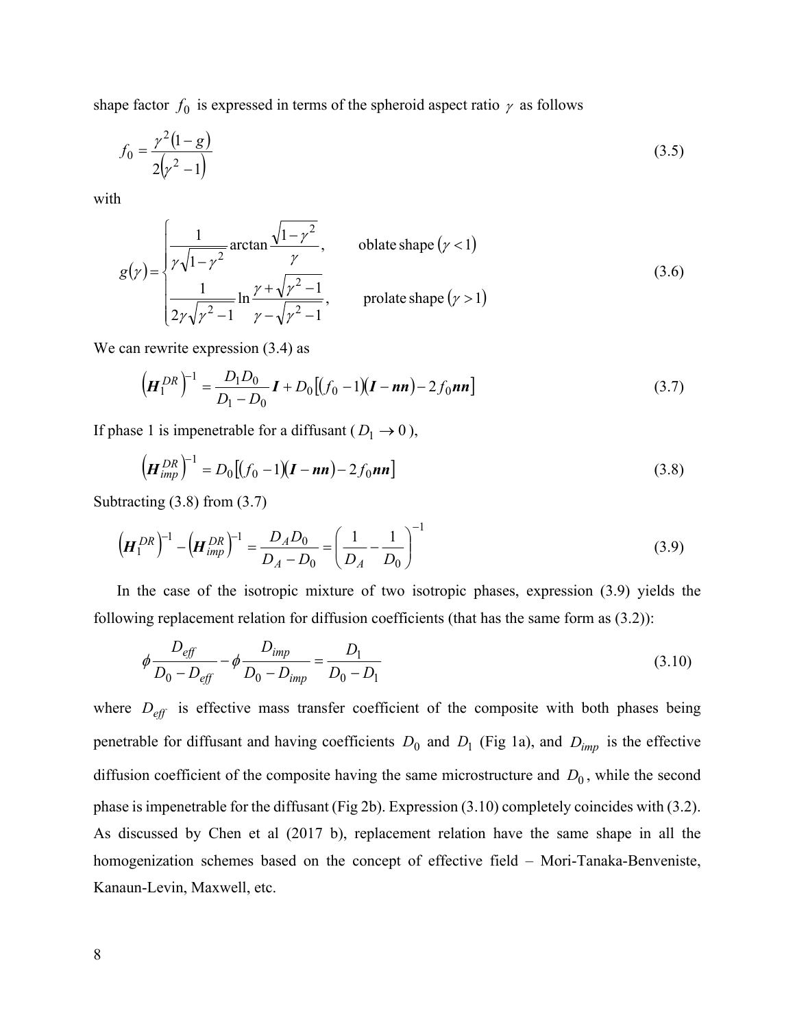shape factor $f_0$ is expressed in terms of the spheroid aspect ratio $\gamma$ as follows

$$f_0 = \frac{\gamma^2(1-g)}{2(\gamma^2-1)} \tag{3.5}$$

with

$$g(\gamma) = \begin{cases} \dfrac{1}{\gamma\sqrt{1-\gamma^2}} \arctan\dfrac{\sqrt{1-\gamma^2}}{\gamma}, & \text{oblate shape } (\gamma < 1) \\[2ex] \dfrac{1}{2\gamma\sqrt{\gamma^2-1}} \ln\dfrac{\gamma+\sqrt{\gamma^2-1}}{\gamma-\sqrt{\gamma^2-1}}, & \text{prolate shape } (\gamma > 1) \end{cases} \tag{3.6}$$

We can rewrite expression (3.4) as

$$\left(\boldsymbol{H}_1^{DR}\right)^{-1} = \frac{D_1 D_0}{D_1 - D_0}\boldsymbol{I} + D_0\left[(f_0-1)(\boldsymbol{I}-\boldsymbol{nn}) - 2f_0\boldsymbol{nn}\right] \tag{3.7}$$

If phase 1 is impenetrable for a diffusant ($D_1 \to 0$),

$$\left(\boldsymbol{H}_{imp}^{DR}\right)^{-1} = D_0\left[(f_0-1)(\boldsymbol{I}-\boldsymbol{nn}) - 2f_0\boldsymbol{nn}\right] \tag{3.8}$$

Subtracting (3.8) from (3.7)

$$\left(\boldsymbol{H}_1^{DR}\right)^{-1} - \left(\boldsymbol{H}_{imp}^{DR}\right)^{-1} = \frac{D_A D_0}{D_A - D_0} = \left(\frac{1}{D_A} - \frac{1}{D_0}\right)^{-1} \tag{3.9}$$

In the case of the isotropic mixture of two isotropic phases, expression (3.9) yields the following replacement relation for diffusion coefficients (that has the same form as (3.2)):

$$\phi\frac{D_{eff}}{D_0 - D_{eff}} - \phi\frac{D_{imp}}{D_0 - D_{imp}} = \frac{D_1}{D_0 - D_1} \tag{3.10}$$

where $D_{eff}$ is effective mass transfer coefficient of the composite with both phases being penetrable for diffusant and having coefficients $D_0$ and $D_1$ (Fig 1a), and $D_{imp}$ is the effective diffusion coefficient of the composite having the same microstructure and $D_0$, while the second phase is impenetrable for the diffusant (Fig 2b). Expression (3.10) completely coincides with (3.2). As discussed by Chen et al (2017 b), replacement relation have the same shape in all the homogenization schemes based on the concept of effective field – Mori-Tanaka-Benveniste, Kanaun-Levin, Maxwell, etc.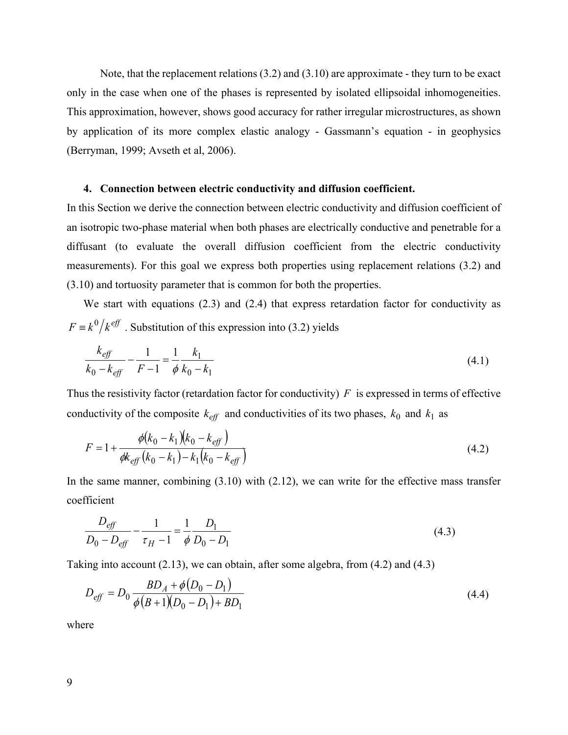Note, that the replacement relations (3.2) and (3.10) are approximate - they turn to be exact only in the case when one of the phases is represented by isolated ellipsoidal inhomogeneities. This approximation, however, shows good accuracy for rather irregular microstructures, as shown by application of its more complex elastic analogy - Gassmann's equation - in geophysics (Berryman, 1999; Avseth et al, 2006).

## 4. Connection between electric conductivity and diffusion coefficient.

In this Section we derive the connection between electric conductivity and diffusion coefficient of an isotropic two-phase material when both phases are electrically conductive and penetrable for a diffusant (to evaluate the overall diffusion coefficient from the electric conductivity measurements). For this goal we express both properties using replacement relations (3.2) and (3.10) and tortuosity parameter that is common for both the properties.

We start with equations (2.3) and (2.4) that express retardation factor for conductivity as $F \equiv k^0 / k^{eff}$ . Substitution of this expression into (3.2) yields

$$\frac{k_{eff}}{k_0 - k_{eff}} - \frac{1}{F-1} = \frac{1}{\phi}\frac{k_1}{k_0 - k_1} \tag{4.1}$$

Thus the resistivity factor (retardation factor for conductivity) $F$ is expressed in terms of effective conductivity of the composite $k_{eff}$ and conductivities of its two phases, $k_0$ and $k_1$ as

$$F = 1 + \frac{\phi(k_0 - k_1)(k_0 - k_{eff})}{\phi k_{eff}(k_0 - k_1) - k_1(k_0 - k_{eff})} \tag{4.2}$$

In the same manner, combining (3.10) with (2.12), we can write for the effective mass transfer coefficient

$$\frac{D_{eff}}{D_0 - D_{eff}} - \frac{1}{\tau_H - 1} = \frac{1}{\phi}\frac{D_1}{D_0 - D_1} \tag{4.3}$$

Taking into account (2.13), we can obtain, after some algebra, from (4.2) and (4.3)

$$D_{eff} = D_0 \frac{BD_A + \phi(D_0 - D_1)}{\phi(B+1)(D_0 - D_1) + BD_1} \tag{4.4}$$

where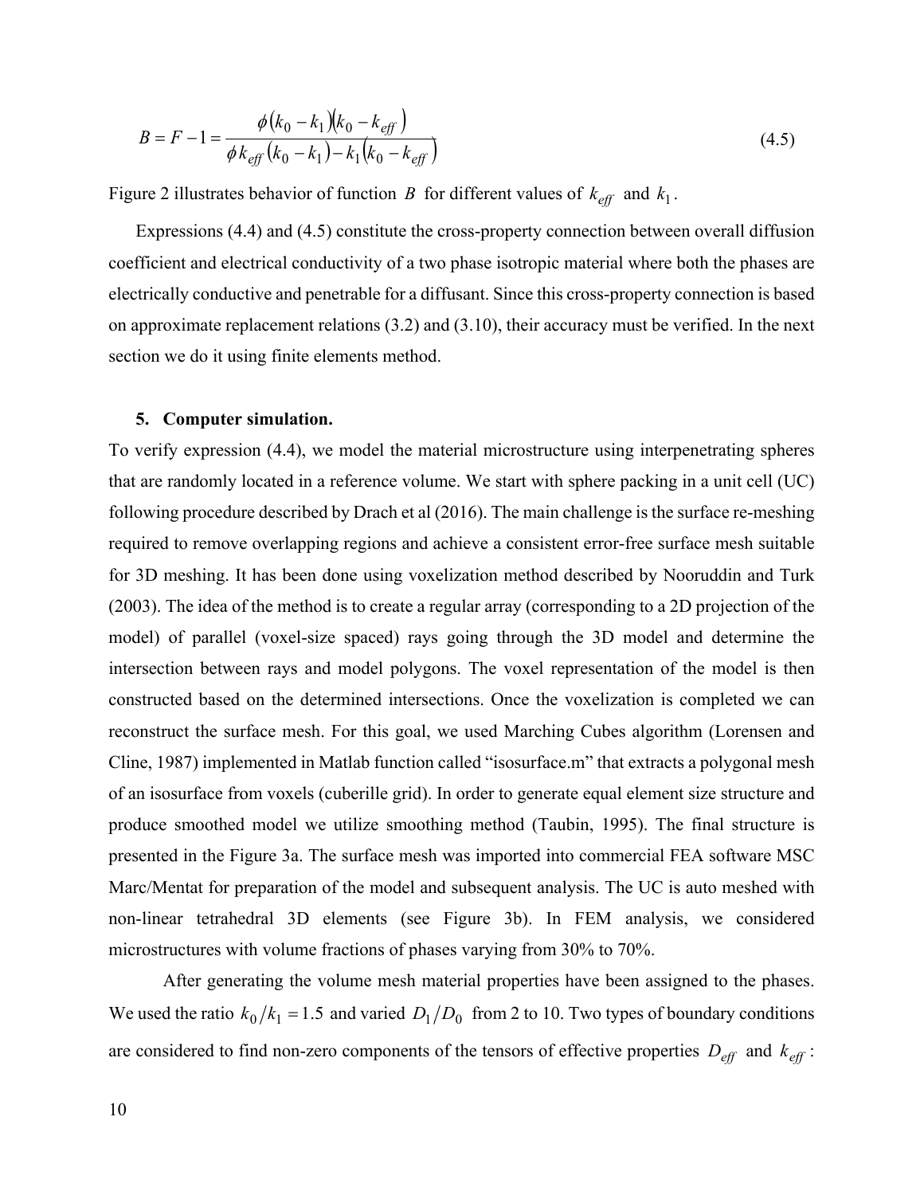$$B = F - 1 = \frac{\phi(k_0 - k_1)(k_0 - k_{eff})}{\phi k_{eff}(k_0 - k_1) - k_1(k_0 - k_{eff})} \tag{4.5}$$

Figure 2 illustrates behavior of function $B$ for different values of $k_{eff}$ and $k_1$.

Expressions (4.4) and (4.5) constitute the cross-property connection between overall diffusion coefficient and electrical conductivity of a two phase isotropic material where both the phases are electrically conductive and penetrable for a diffusant. Since this cross-property connection is based on approximate replacement relations (3.2) and (3.10), their accuracy must be verified. In the next section we do it using finite elements method.

## 5. Computer simulation.

To verify expression (4.4), we model the material microstructure using interpenetrating spheres that are randomly located in a reference volume. We start with sphere packing in a unit cell (UC) following procedure described by Drach et al (2016). The main challenge is the surface re-meshing required to remove overlapping regions and achieve a consistent error-free surface mesh suitable for 3D meshing. It has been done using voxelization method described by Nooruddin and Turk (2003). The idea of the method is to create a regular array (corresponding to a 2D projection of the model) of parallel (voxel-size spaced) rays going through the 3D model and determine the intersection between rays and model polygons. The voxel representation of the model is then constructed based on the determined intersections. Once the voxelization is completed we can reconstruct the surface mesh. For this goal, we used Marching Cubes algorithm (Lorensen and Cline, 1987) implemented in Matlab function called "isosurface.m" that extracts a polygonal mesh of an isosurface from voxels (cuberille grid). In order to generate equal element size structure and produce smoothed model we utilize smoothing method (Taubin, 1995). The final structure is presented in the Figure 3a. The surface mesh was imported into commercial FEA software MSC Marc/Mentat for preparation of the model and subsequent analysis. The UC is auto meshed with non-linear tetrahedral 3D elements (see Figure 3b). In FEM analysis, we considered microstructures with volume fractions of phases varying from 30% to 70%.

After generating the volume mesh material properties have been assigned to the phases. We used the ratio $k_0/k_1 = 1.5$ and varied $D_1/D_0$ from 2 to 10. Two types of boundary conditions are considered to find non-zero components of the tensors of effective properties $D_{eff}$ and $k_{eff}$: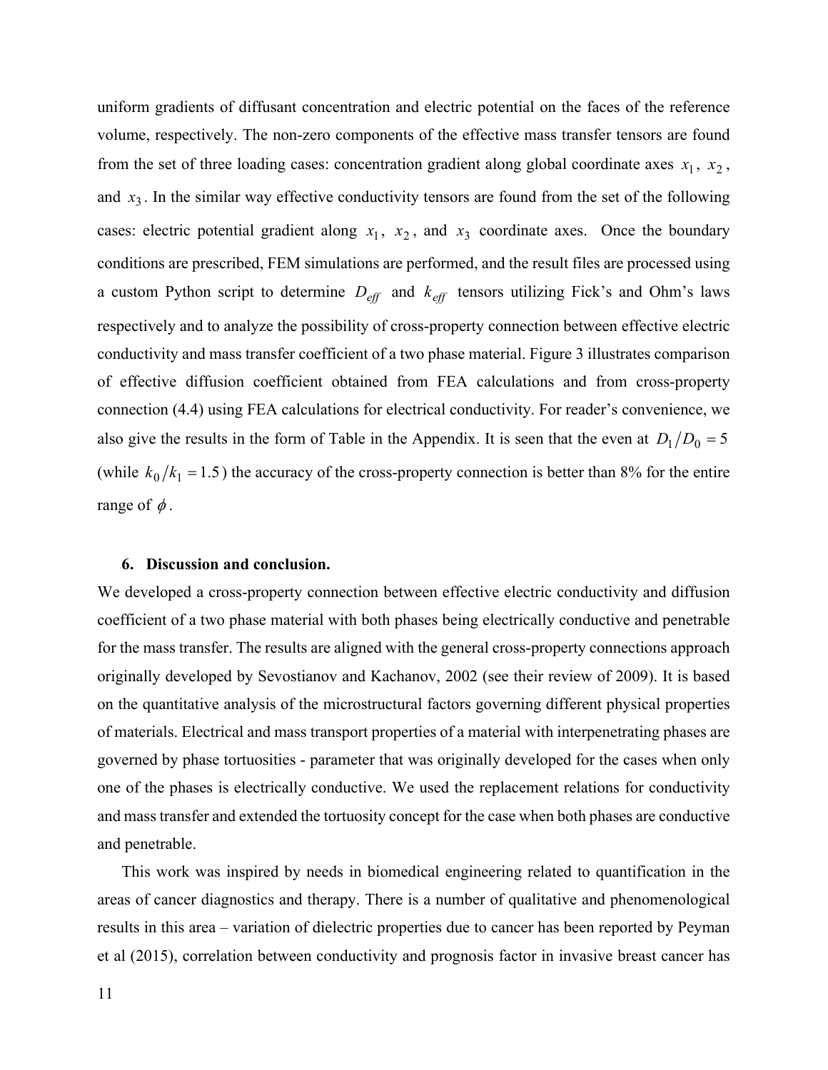uniform gradients of diffusant concentration and electric potential on the faces of the reference volume, respectively. The non-zero components of the effective mass transfer tensors are found from the set of three loading cases: concentration gradient along global coordinate axes $x_1$, $x_2$, and $x_3$. In the similar way effective conductivity tensors are found from the set of the following cases: electric potential gradient along $x_1$, $x_2$, and $x_3$ coordinate axes. Once the boundary conditions are prescribed, FEM simulations are performed, and the result files are processed using a custom Python script to determine $D_{eff}$ and $k_{eff}$ tensors utilizing Fick's and Ohm's laws respectively and to analyze the possibility of cross-property connection between effective electric conductivity and mass transfer coefficient of a two phase material. Figure 3 illustrates comparison of effective diffusion coefficient obtained from FEA calculations and from cross-property connection (4.4) using FEA calculations for electrical conductivity. For reader's convenience, we also give the results in the form of Table in the Appendix. It is seen that the even at $D_1/D_0 = 5$ (while $k_0/k_1 = 1.5$) the accuracy of the cross-property connection is better than 8% for the entire range of $\phi$.

## 6. Discussion and conclusion.

We developed a cross-property connection between effective electric conductivity and diffusion coefficient of a two phase material with both phases being electrically conductive and penetrable for the mass transfer. The results are aligned with the general cross-property connections approach originally developed by Sevostianov and Kachanov, 2002 (see their review of 2009). It is based on the quantitative analysis of the microstructural factors governing different physical properties of materials. Electrical and mass transport properties of a material with interpenetrating phases are governed by phase tortuosities - parameter that was originally developed for the cases when only one of the phases is electrically conductive. We used the replacement relations for conductivity and mass transfer and extended the tortuosity concept for the case when both phases are conductive and penetrable.

This work was inspired by needs in biomedical engineering related to quantification in the areas of cancer diagnostics and therapy. There is a number of qualitative and phenomenological results in this area – variation of dielectric properties due to cancer has been reported by Peyman et al (2015), correlation between conductivity and prognosis factor in invasive breast cancer has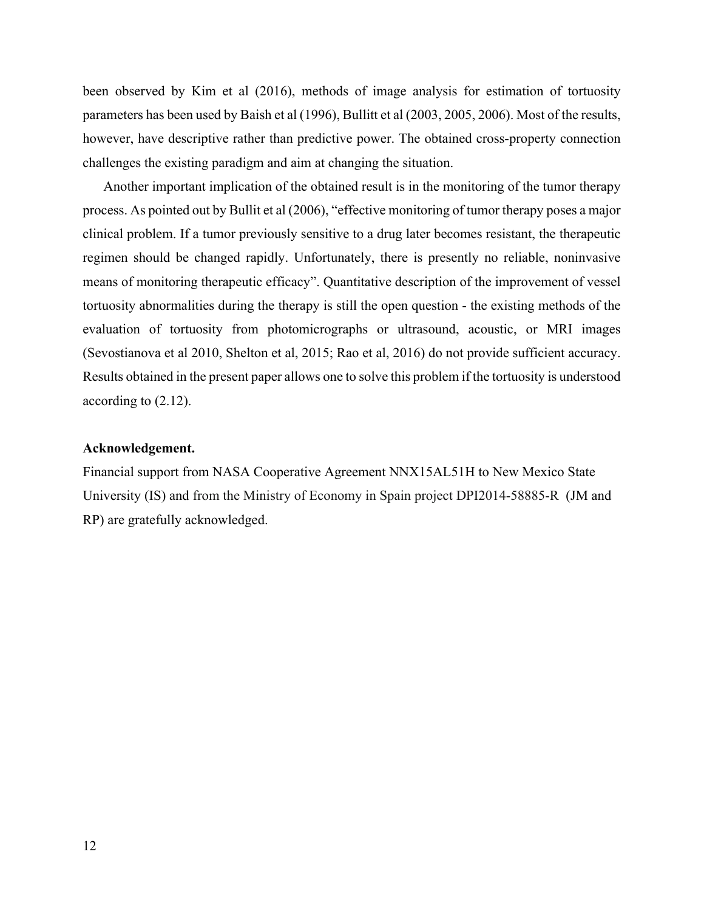been observed by Kim et al (2016), methods of image analysis for estimation of tortuosity parameters has been used by Baish et al (1996), Bullitt et al (2003, 2005, 2006). Most of the results, however, have descriptive rather than predictive power. The obtained cross-property connection challenges the existing paradigm and aim at changing the situation.

Another important implication of the obtained result is in the monitoring of the tumor therapy process. As pointed out by Bullit et al (2006), "effective monitoring of tumor therapy poses a major clinical problem. If a tumor previously sensitive to a drug later becomes resistant, the therapeutic regimen should be changed rapidly. Unfortunately, there is presently no reliable, noninvasive means of monitoring therapeutic efficacy". Quantitative description of the improvement of vessel tortuosity abnormalities during the therapy is still the open question - the existing methods of the evaluation of tortuosity from photomicrographs or ultrasound, acoustic, or MRI images (Sevostianova et al 2010, Shelton et al, 2015; Rao et al, 2016) do not provide sufficient accuracy. Results obtained in the present paper allows one to solve this problem if the tortuosity is understood according to (2.12).

**Acknowledgement.**

Financial support from NASA Cooperative Agreement NNX15AL51H to New Mexico State University (IS) and from the Ministry of Economy in Spain project DPI2014-58885-R (JM and RP) are gratefully acknowledged.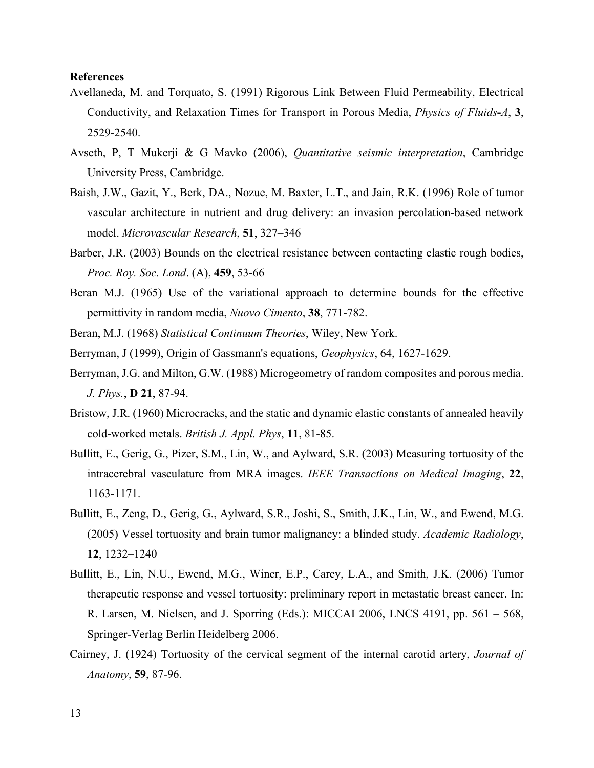**References**

Avellaneda, M. and Torquato, S. (1991) Rigorous Link Between Fluid Permeability, Electrical Conductivity, and Relaxation Times for Transport in Porous Media, *Physics of Fluids-A*, **3**, 2529-2540.

Avseth, P, T Mukerji & G Mavko (2006), *Quantitative seismic interpretation*, Cambridge University Press, Cambridge.

Baish, J.W., Gazit, Y., Berk, DA., Nozue, M. Baxter, L.T., and Jain, R.K. (1996) Role of tumor vascular architecture in nutrient and drug delivery: an invasion percolation-based network model. *Microvascular Research*, **51**, 327–346

Barber, J.R. (2003) Bounds on the electrical resistance between contacting elastic rough bodies, *Proc. Roy. Soc. Lond*. (A), **459**, 53-66

Beran M.J. (1965) Use of the variational approach to determine bounds for the effective permittivity in random media, *Nuovo Cimento*, **38**, 771-782.

Beran, M.J. (1968) *Statistical Continuum Theories*, Wiley, New York.

Berryman, J (1999), Origin of Gassmann's equations, *Geophysics*, 64, 1627-1629.

Berryman, J.G. and Milton, G.W. (1988) Microgeometry of random composites and porous media. *J. Phys.*, **D 21**, 87-94.

Bristow, J.R. (1960) Microcracks, and the static and dynamic elastic constants of annealed heavily cold-worked metals. *British J. Appl. Phys*, **11**, 81-85.

Bullitt, E., Gerig, G., Pizer, S.M., Lin, W., and Aylward, S.R. (2003) Measuring tortuosity of the intracerebral vasculature from MRA images. *IEEE Transactions on Medical Imaging*, **22**, 1163-1171.

Bullitt, E., Zeng, D., Gerig, G., Aylward, S.R., Joshi, S., Smith, J.K., Lin, W., and Ewend, M.G. (2005) Vessel tortuosity and brain tumor malignancy: a blinded study. *Academic Radiology*, **12**, 1232–1240

Bullitt, E., Lin, N.U., Ewend, M.G., Winer, E.P., Carey, L.A., and Smith, J.K. (2006) Tumor therapeutic response and vessel tortuosity: preliminary report in metastatic breast cancer. In: R. Larsen, M. Nielsen, and J. Sporring (Eds.): MICCAI 2006, LNCS 4191, pp. 561 – 568, Springer-Verlag Berlin Heidelberg 2006.

Cairney, J. (1924) Tortuosity of the cervical segment of the internal carotid artery, *Journal of Anatomy*, **59**, 87-96.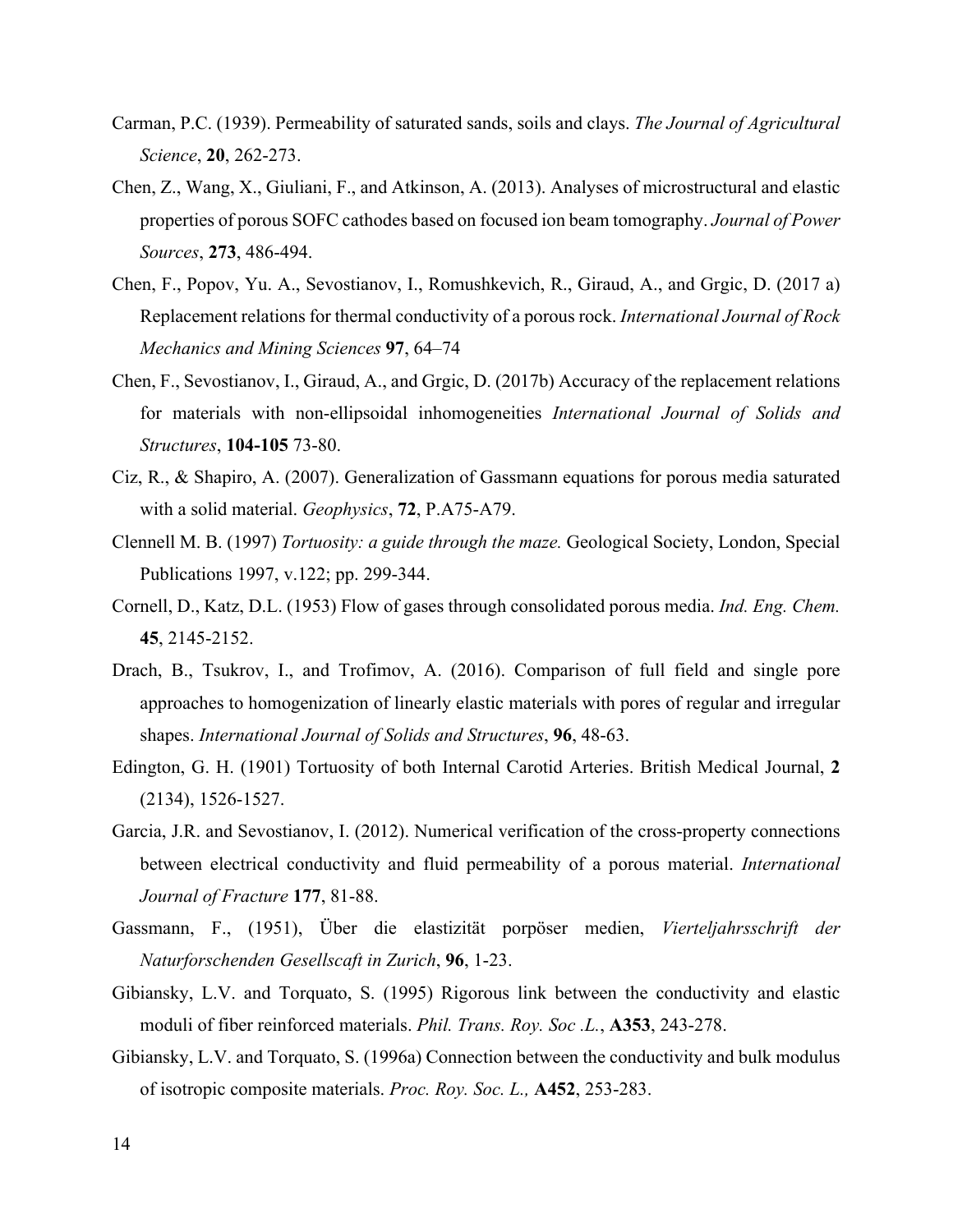Carman, P.C. (1939). Permeability of saturated sands, soils and clays. *The Journal of Agricultural Science*, **20**, 262-273.

Chen, Z., Wang, X., Giuliani, F., and Atkinson, A. (2013). Analyses of microstructural and elastic properties of porous SOFC cathodes based on focused ion beam tomography. *Journal of Power Sources*, **273**, 486-494.

Chen, F., Popov, Yu. A., Sevostianov, I., Romushkevich, R., Giraud, A., and Grgic, D. (2017 a) Replacement relations for thermal conductivity of a porous rock. *International Journal of Rock Mechanics and Mining Sciences* **97**, 64–74

Chen, F., Sevostianov, I., Giraud, A., and Grgic, D. (2017b) Accuracy of the replacement relations for materials with non-ellipsoidal inhomogeneities *International Journal of Solids and Structures*, **104-105** 73-80.

Ciz, R., & Shapiro, A. (2007). Generalization of Gassmann equations for porous media saturated with a solid material. *Geophysics*, **72**, P.A75-A79.

Clennell M. B. (1997) *Tortuosity: a guide through the maze.* Geological Society, London, Special Publications 1997, v.122; pp. 299-344.

Cornell, D., Katz, D.L. (1953) Flow of gases through consolidated porous media. *Ind. Eng. Chem.* **45**, 2145-2152.

Drach, B., Tsukrov, I., and Trofimov, A. (2016). Comparison of full field and single pore approaches to homogenization of linearly elastic materials with pores of regular and irregular shapes. *International Journal of Solids and Structures*, **96**, 48-63.

Edington, G. H. (1901) Tortuosity of both Internal Carotid Arteries. British Medical Journal, **2** (2134), 1526-1527.

Garcia, J.R. and Sevostianov, I. (2012). Numerical verification of the cross-property connections between electrical conductivity and fluid permeability of a porous material. *International Journal of Fracture* **177**, 81-88.

Gassmann, F., (1951), Über die elastizität porpöser medien, *Vierteljahrsschrift der Naturforschenden Gesellscaft in Zurich*, **96**, 1-23.

Gibiansky, L.V. and Torquato, S. (1995) Rigorous link between the conductivity and elastic moduli of fiber reinforced materials. *Phil. Trans. Roy. Soc .L.*, **A353**, 243-278.

Gibiansky, L.V. and Torquato, S. (1996a) Connection between the conductivity and bulk modulus of isotropic composite materials. *Proc. Roy. Soc. L.,* **A452**, 253-283.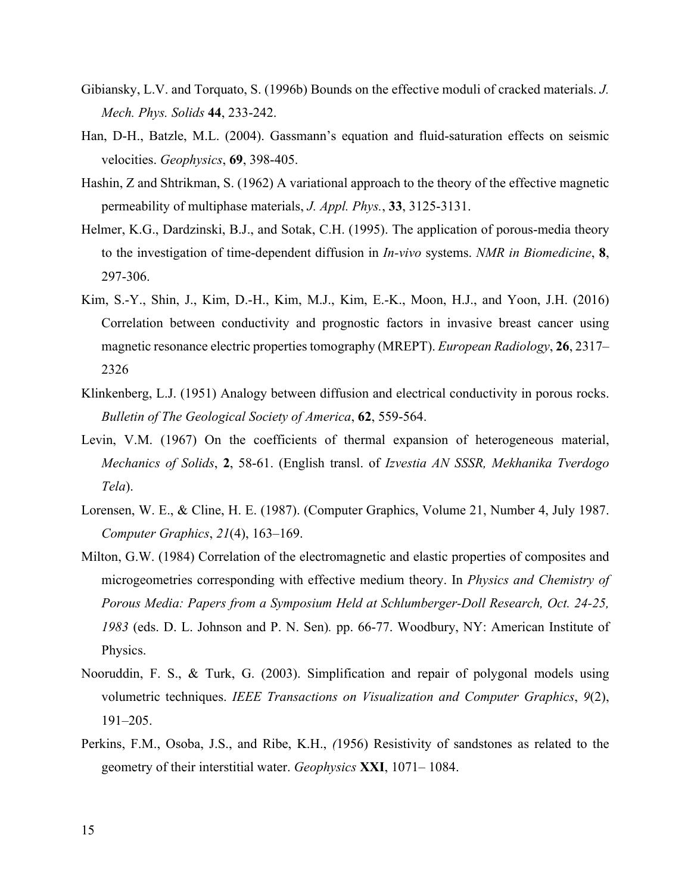Gibiansky, L.V. and Torquato, S. (1996b) Bounds on the effective moduli of cracked materials. *J. Mech. Phys. Solids* **44**, 233-242.

Han, D-H., Batzle, M.L. (2004). Gassmann's equation and fluid-saturation effects on seismic velocities. *Geophysics*, **69**, 398-405.

Hashin, Z and Shtrikman, S. (1962) A variational approach to the theory of the effective magnetic permeability of multiphase materials, *J. Appl. Phys.*, **33**, 3125-3131.

Helmer, K.G., Dardzinski, B.J., and Sotak, C.H. (1995). The application of porous-media theory to the investigation of time-dependent diffusion in *In-vivo* systems. *NMR in Biomedicine*, **8**, 297-306.

Kim, S.-Y., Shin, J., Kim, D.-H., Kim, M.J., Kim, E.-K., Moon, H.J., and Yoon, J.H. (2016) Correlation between conductivity and prognostic factors in invasive breast cancer using magnetic resonance electric properties tomography (MREPT). *European Radiology*, **26**, 2317–2326

Klinkenberg, L.J. (1951) Analogy between diffusion and electrical conductivity in porous rocks. *Bulletin of The Geological Society of America*, **62**, 559-564.

Levin, V.M. (1967) On the coefficients of thermal expansion of heterogeneous material, *Mechanics of Solids*, **2**, 58-61. (English transl. of *Izvestia AN SSSR, Mekhanika Tverdogo Tela*).

Lorensen, W. E., & Cline, H. E. (1987). (Computer Graphics, Volume 21, Number 4, July 1987. *Computer Graphics*, *21*(4), 163–169.

Milton, G.W. (1984) Correlation of the electromagnetic and elastic properties of composites and microgeometries corresponding with effective medium theory. In *Physics and Chemistry of Porous Media: Papers from a Symposium Held at Schlumberger-Doll Research, Oct. 24-25, 1983* (eds. D. L. Johnson and P. N. Sen). pp. 66-77. Woodbury, NY: American Institute of Physics.

Nooruddin, F. S., & Turk, G. (2003). Simplification and repair of polygonal models using volumetric techniques. *IEEE Transactions on Visualization and Computer Graphics*, *9*(2), 191–205.

Perkins, F.M., Osoba, J.S., and Ribe, K.H., *(*1956) Resistivity of sandstones as related to the geometry of their interstitial water. *Geophysics* **XXI**, 1071– 1084.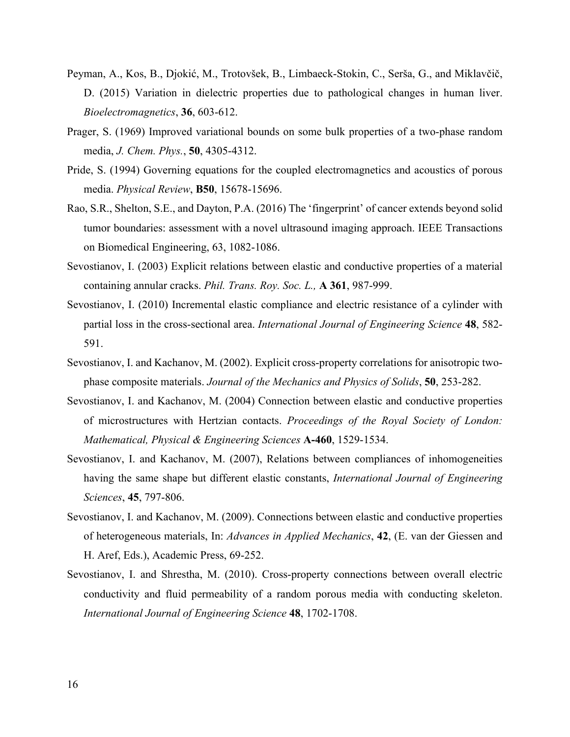Peyman, A., Kos, B., Djokić, M., Trotovšek, B., Limbaeck-Stokin, C., Serša, G., and Miklavčič, D. (2015) Variation in dielectric properties due to pathological changes in human liver. *Bioelectromagnetics*, **36**, 603-612.

Prager, S. (1969) Improved variational bounds on some bulk properties of a two-phase random media, *J. Chem. Phys.*, **50**, 4305-4312.

Pride, S. (1994) Governing equations for the coupled electromagnetics and acoustics of porous media. *Physical Review*, **B50**, 15678-15696.

Rao, S.R., Shelton, S.E., and Dayton, P.A. (2016) The 'fingerprint' of cancer extends beyond solid tumor boundaries: assessment with a novel ultrasound imaging approach. IEEE Transactions on Biomedical Engineering, 63, 1082-1086.

Sevostianov, I. (2003) Explicit relations between elastic and conductive properties of a material containing annular cracks. *Phil. Trans. Roy. Soc. L.,* **A 361**, 987-999.

Sevostianov, I. (2010) Incremental elastic compliance and electric resistance of a cylinder with partial loss in the cross-sectional area. *International Journal of Engineering Science* **48**, 582-591.

Sevostianov, I. and Kachanov, M. (2002). Explicit cross-property correlations for anisotropic two-phase composite materials. *Journal of the Mechanics and Physics of Solids*, **50**, 253-282.

Sevostianov, I. and Kachanov, M. (2004) Connection between elastic and conductive properties of microstructures with Hertzian contacts. *Proceedings of the Royal Society of London: Mathematical, Physical & Engineering Sciences* **A-460**, 1529-1534.

Sevostianov, I. and Kachanov, M. (2007), Relations between compliances of inhomogeneities having the same shape but different elastic constants, *International Journal of Engineering Sciences*, **45**, 797-806.

Sevostianov, I. and Kachanov, M. (2009). Connections between elastic and conductive properties of heterogeneous materials, In: *Advances in Applied Mechanics*, **42**, (E. van der Giessen and H. Aref, Eds.), Academic Press, 69-252.

Sevostianov, I. and Shrestha, M. (2010). Cross-property connections between overall electric conductivity and fluid permeability of a random porous media with conducting skeleton. *International Journal of Engineering Science* **48**, 1702-1708.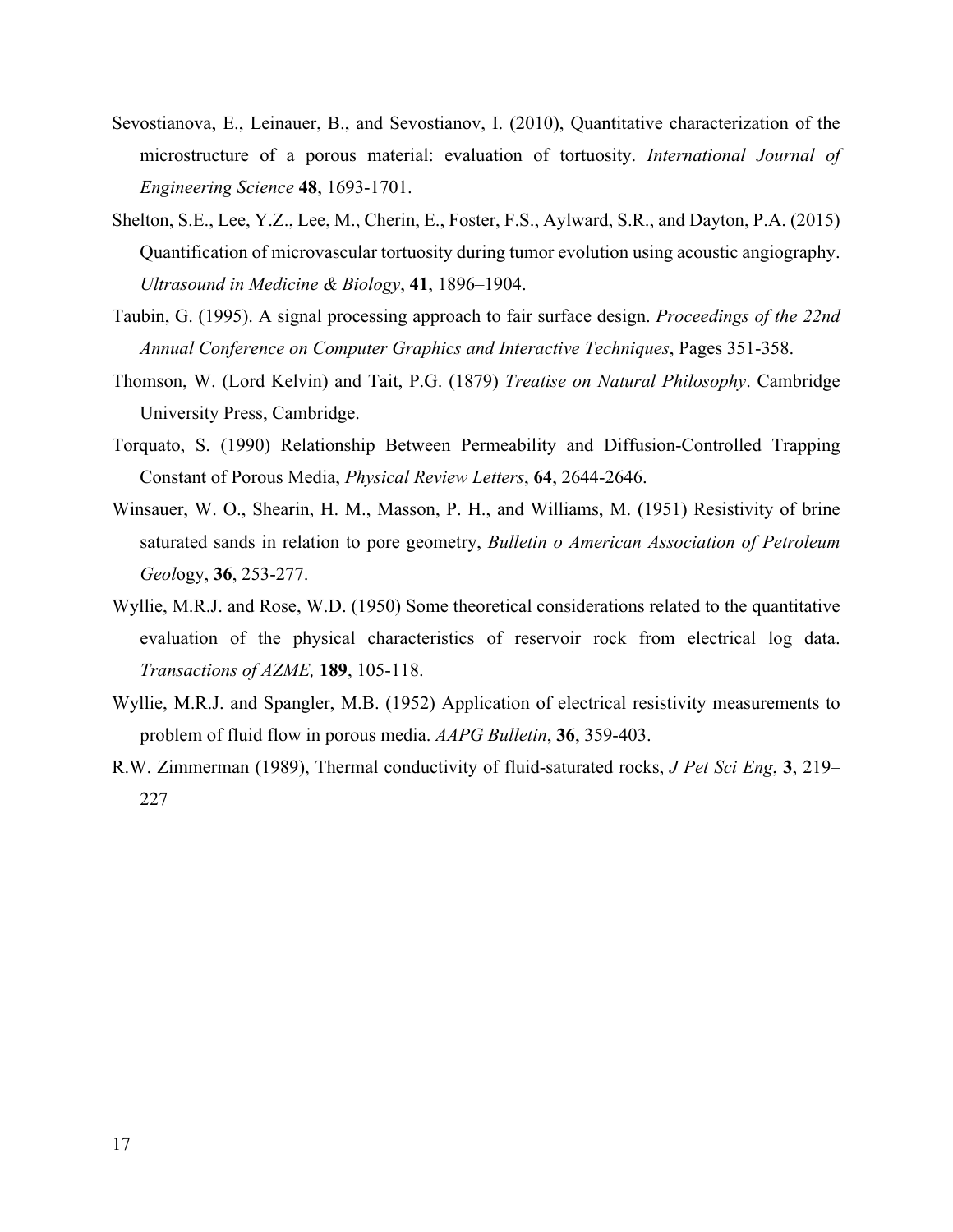Sevostianova, E., Leinauer, B., and Sevostianov, I. (2010), Quantitative characterization of the microstructure of a porous material: evaluation of tortuosity. *International Journal of Engineering Science* **48**, 1693-1701.

Shelton, S.E., Lee, Y.Z., Lee, M., Cherin, E., Foster, F.S., Aylward, S.R., and Dayton, P.A. (2015) Quantification of microvascular tortuosity during tumor evolution using acoustic angiography. *Ultrasound in Medicine & Biology*, **41**, 1896–1904.

Taubin, G. (1995). A signal processing approach to fair surface design. *Proceedings of the 22nd Annual Conference on Computer Graphics and Interactive Techniques*, Pages 351-358.

Thomson, W. (Lord Kelvin) and Tait, P.G. (1879) *Treatise on Natural Philosophy*. Cambridge University Press, Cambridge.

Torquato, S. (1990) Relationship Between Permeability and Diffusion-Controlled Trapping Constant of Porous Media, *Physical Review Letters*, **64**, 2644-2646.

Winsauer, W. O., Shearin, H. M., Masson, P. H., and Williams, M. (1951) Resistivity of brine saturated sands in relation to pore geometry, *Bulletin o American Association of Petroleum Geol*ogy, **36**, 253-277.

Wyllie, M.R.J. and Rose, W.D. (1950) Some theoretical considerations related to the quantitative evaluation of the physical characteristics of reservoir rock from electrical log data. *Transactions of AZME,* **189**, 105-118.

Wyllie, M.R.J. and Spangler, M.B. (1952) Application of electrical resistivity measurements to problem of fluid flow in porous media. *AAPG Bulletin*, **36**, 359-403.

R.W. Zimmerman (1989), Thermal conductivity of fluid-saturated rocks, *J Pet Sci Eng*, **3**, 219–227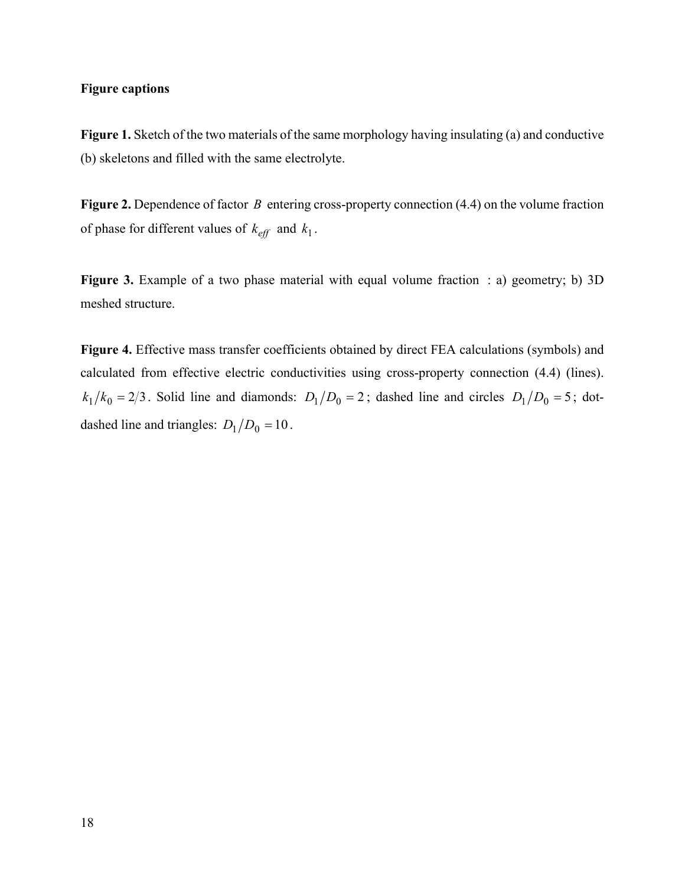**Figure captions**

**Figure 1.** Sketch of the two materials of the same morphology having insulating (a) and conductive (b) skeletons and filled with the same electrolyte.

**Figure 2.** Dependence of factor $B$ entering cross-property connection (4.4) on the volume fraction of phase for different values of $k_{eff}$ and $k_1$.

**Figure 3.** Example of a two phase material with equal volume fraction : a) geometry; b) 3D meshed structure.

**Figure 4.** Effective mass transfer coefficients obtained by direct FEA calculations (symbols) and calculated from effective electric conductivities using cross-property connection (4.4) (lines). $k_1/k_0 = 2/3$. Solid line and diamonds: $D_1/D_0 = 2$; dashed line and circles $D_1/D_0 = 5$; dot-dashed line and triangles: $D_1/D_0 = 10$.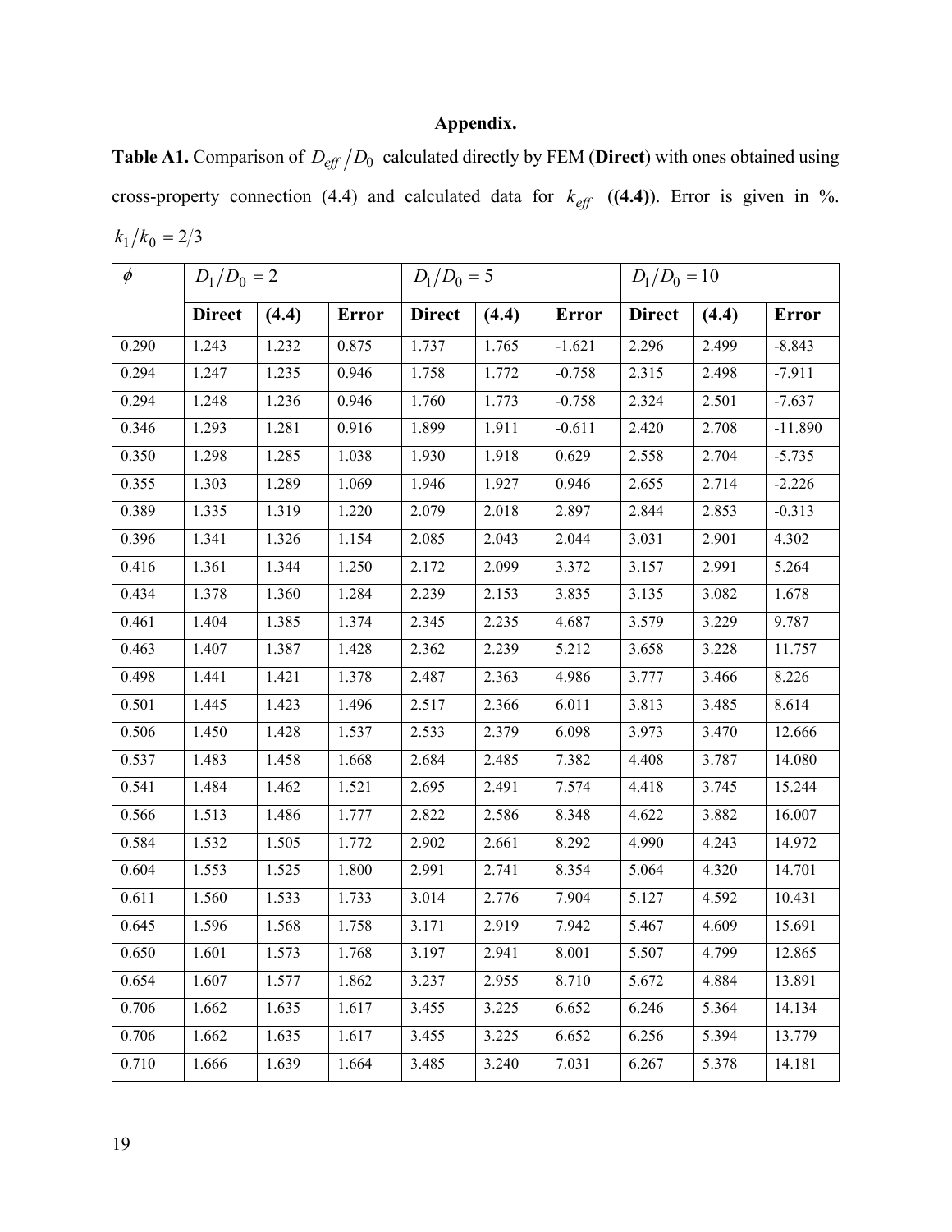## Appendix.

**Table A1.** Comparison of $D_{eff}/D_0$ calculated directly by FEM (**Direct**) with ones obtained using cross-property connection (4.4) and calculated data for $k_{eff}$ (**(4.4)**). Error is given in %. $k_1/k_0 = 2/3$

| $\phi$ | $D_1/D_0 = 2$ | | | $D_1/D_0 = 5$ | | | $D_1/D_0 = 10$ | | |
|---|---|---|---|---|---|---|---|---|---|
| | **Direct** | **(4.4)** | **Error** | **Direct** | **(4.4)** | **Error** | **Direct** | **(4.4)** | **Error** |
| 0.290 | 1.243 | 1.232 | 0.875 | 1.737 | 1.765 | -1.621 | 2.296 | 2.499 | -8.843 |
| 0.294 | 1.247 | 1.235 | 0.946 | 1.758 | 1.772 | -0.758 | 2.315 | 2.498 | -7.911 |
| 0.294 | 1.248 | 1.236 | 0.946 | 1.760 | 1.773 | -0.758 | 2.324 | 2.501 | -7.637 |
| 0.346 | 1.293 | 1.281 | 0.916 | 1.899 | 1.911 | -0.611 | 2.420 | 2.708 | -11.890 |
| 0.350 | 1.298 | 1.285 | 1.038 | 1.930 | 1.918 | 0.629 | 2.558 | 2.704 | -5.735 |
| 0.355 | 1.303 | 1.289 | 1.069 | 1.946 | 1.927 | 0.946 | 2.655 | 2.714 | -2.226 |
| 0.389 | 1.335 | 1.319 | 1.220 | 2.079 | 2.018 | 2.897 | 2.844 | 2.853 | -0.313 |
| 0.396 | 1.341 | 1.326 | 1.154 | 2.085 | 2.043 | 2.044 | 3.031 | 2.901 | 4.302 |
| 0.416 | 1.361 | 1.344 | 1.250 | 2.172 | 2.099 | 3.372 | 3.157 | 2.991 | 5.264 |
| 0.434 | 1.378 | 1.360 | 1.284 | 2.239 | 2.153 | 3.835 | 3.135 | 3.082 | 1.678 |
| 0.461 | 1.404 | 1.385 | 1.374 | 2.345 | 2.235 | 4.687 | 3.579 | 3.229 | 9.787 |
| 0.463 | 1.407 | 1.387 | 1.428 | 2.362 | 2.239 | 5.212 | 3.658 | 3.228 | 11.757 |
| 0.498 | 1.441 | 1.421 | 1.378 | 2.487 | 2.363 | 4.986 | 3.777 | 3.466 | 8.226 |
| 0.501 | 1.445 | 1.423 | 1.496 | 2.517 | 2.366 | 6.011 | 3.813 | 3.485 | 8.614 |
| 0.506 | 1.450 | 1.428 | 1.537 | 2.533 | 2.379 | 6.098 | 3.973 | 3.470 | 12.666 |
| 0.537 | 1.483 | 1.458 | 1.668 | 2.684 | 2.485 | 7.382 | 4.408 | 3.787 | 14.080 |
| 0.541 | 1.484 | 1.462 | 1.521 | 2.695 | 2.491 | 7.574 | 4.418 | 3.745 | 15.244 |
| 0.566 | 1.513 | 1.486 | 1.777 | 2.822 | 2.586 | 8.348 | 4.622 | 3.882 | 16.007 |
| 0.584 | 1.532 | 1.505 | 1.772 | 2.902 | 2.661 | 8.292 | 4.990 | 4.243 | 14.972 |
| 0.604 | 1.553 | 1.525 | 1.800 | 2.991 | 2.741 | 8.354 | 5.064 | 4.320 | 14.701 |
| 0.611 | 1.560 | 1.533 | 1.733 | 3.014 | 2.776 | 7.904 | 5.127 | 4.592 | 10.431 |
| 0.645 | 1.596 | 1.568 | 1.758 | 3.171 | 2.919 | 7.942 | 5.467 | 4.609 | 15.691 |
| 0.650 | 1.601 | 1.573 | 1.768 | 3.197 | 2.941 | 8.001 | 5.507 | 4.799 | 12.865 |
| 0.654 | 1.607 | 1.577 | 1.862 | 3.237 | 2.955 | 8.710 | 5.672 | 4.884 | 13.891 |
| 0.706 | 1.662 | 1.635 | 1.617 | 3.455 | 3.225 | 6.652 | 6.246 | 5.364 | 14.134 |
| 0.706 | 1.662 | 1.635 | 1.617 | 3.455 | 3.225 | 6.652 | 6.256 | 5.394 | 13.779 |
| 0.710 | 1.666 | 1.639 | 1.664 | 3.485 | 3.240 | 7.031 | 6.267 | 5.378 | 14.181 |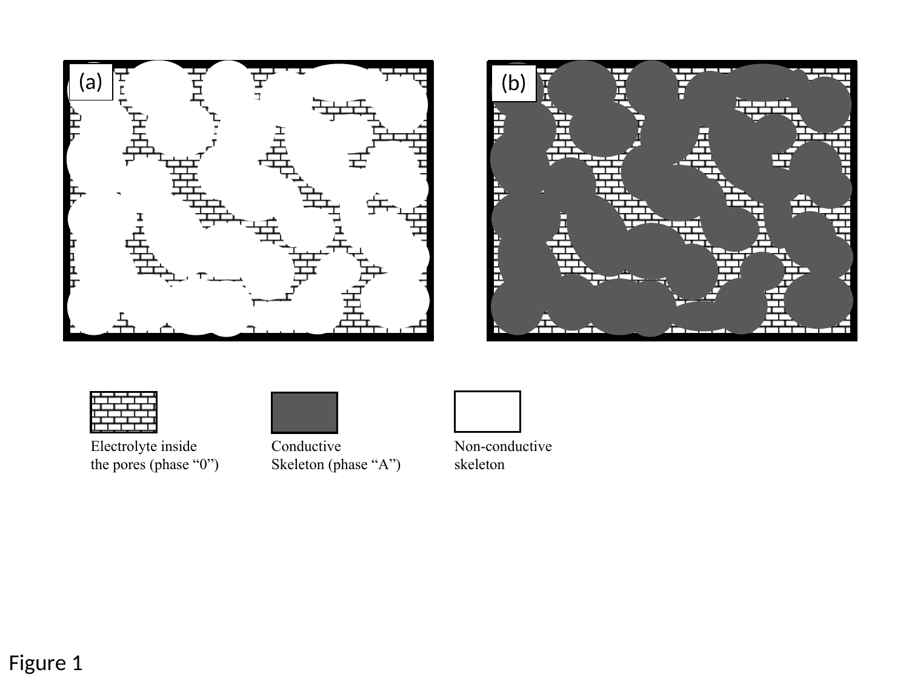(a)

(b)

Electrolyte inside the pores (phase “0”)

Conductive Skeleton (phase “A”)

Non-conductive skeleton

Figure 1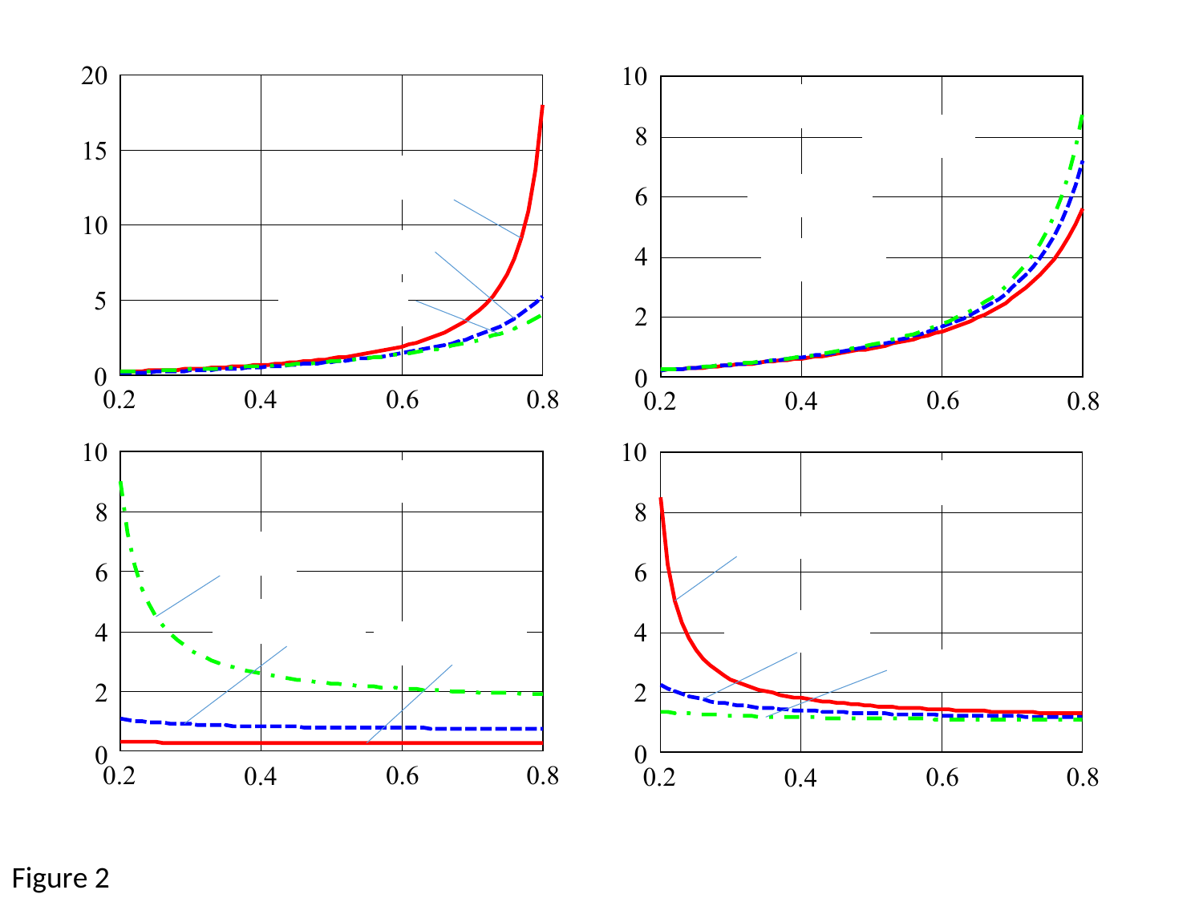Figure 2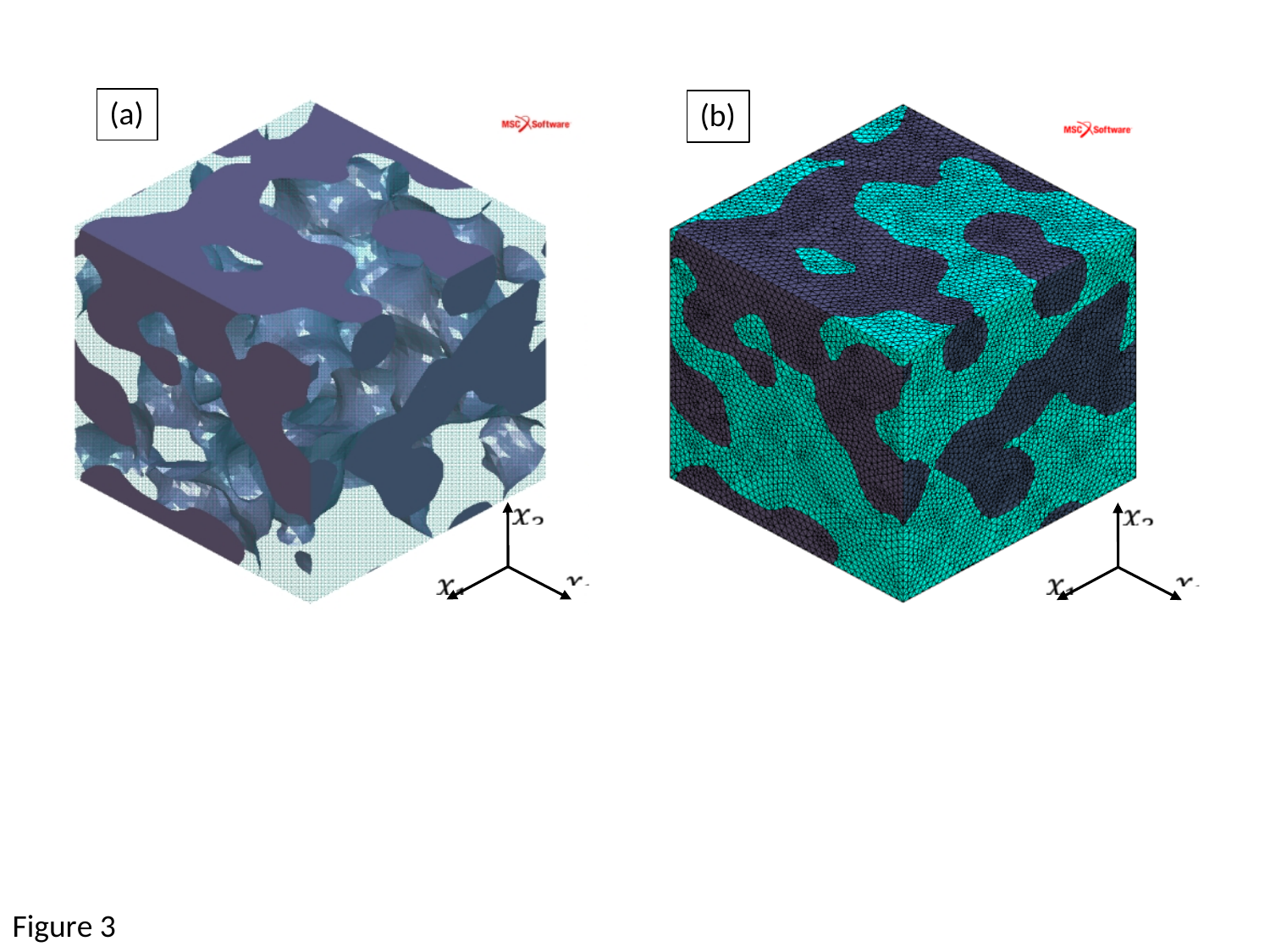Figure 3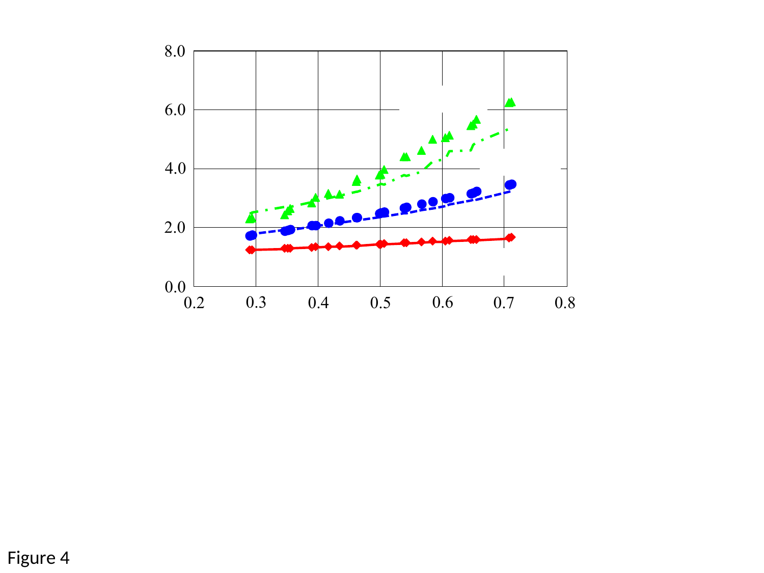8.0

6.0

4.0

2.0

0.0

0.2 0.3 0.4 0.5 0.6 0.7 0.8

Figure 4